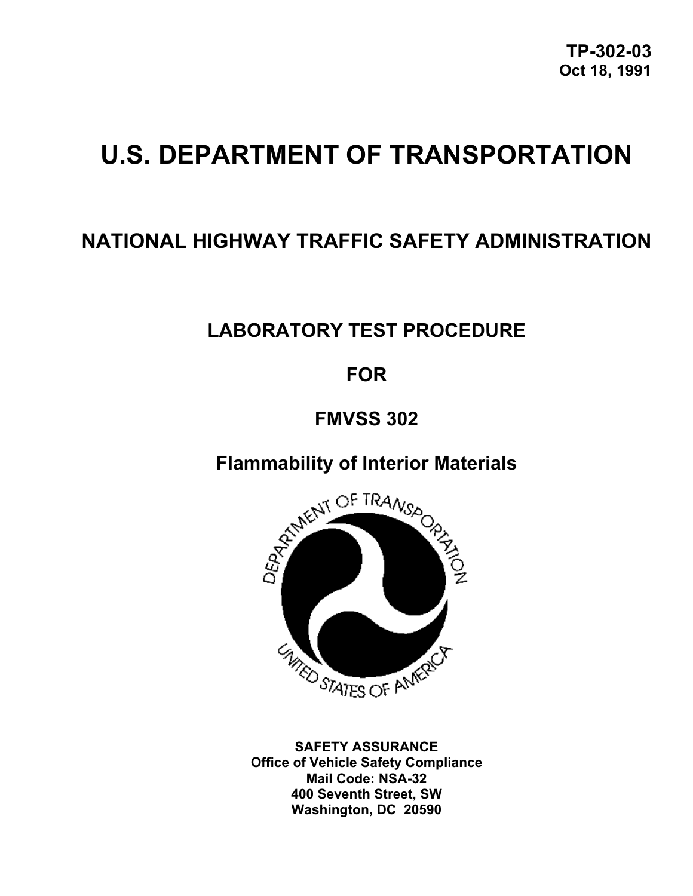**TP-302-03**
**Oct 18, 1991**

# U.S. DEPARTMENT OF TRANSPORTATION

## NATIONAL HIGHWAY TRAFFIC SAFETY ADMINISTRATION

## LABORATORY TEST PROCEDURE

## FOR

## FMVSS 302

## Flammability of Interior Materials

**SAFETY ASSURANCE**
**Office of Vehicle Safety Compliance**
**Mail Code: NSA-32**
**400 Seventh Street, SW**
**Washington, DC 20590**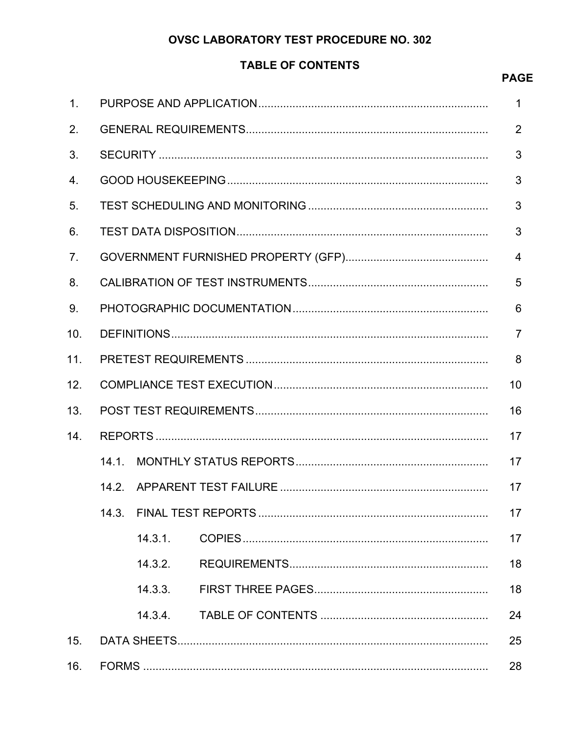# OVSC LABORATORY TEST PROCEDURE NO. 302

## TABLE OF CONTENTS

| | | PAGE |
|---|---|---|
| 1. | PURPOSE AND APPLICATION | 1 |
| 2. | GENERAL REQUIREMENTS | 2 |
| 3. | SECURITY | 3 |
| 4. | GOOD HOUSEKEEPING | 3 |
| 5. | TEST SCHEDULING AND MONITORING | 3 |
| 6. | TEST DATA DISPOSITION | 3 |
| 7. | GOVERNMENT FURNISHED PROPERTY (GFP) | 4 |
| 8. | CALIBRATION OF TEST INSTRUMENTS | 5 |
| 9. | PHOTOGRAPHIC DOCUMENTATION | 6 |
| 10. | DEFINITIONS | 7 |
| 11. | PRETEST REQUIREMENTS | 8 |
| 12. | COMPLIANCE TEST EXECUTION | 10 |
| 13. | POST TEST REQUIREMENTS | 16 |
| 14. | REPORTS | 17 |
| | 14.1. MONTHLY STATUS REPORTS | 17 |
| | 14.2. APPARENT TEST FAILURE | 17 |
| | 14.3. FINAL TEST REPORTS | 17 |
| | 14.3.1. COPIES | 17 |
| | 14.3.2. REQUIREMENTS | 18 |
| | 14.3.3. FIRST THREE PAGES | 18 |
| | 14.3.4. TABLE OF CONTENTS | 24 |
| 15. | DATA SHEETS | 25 |
| 16. | FORMS | 28 |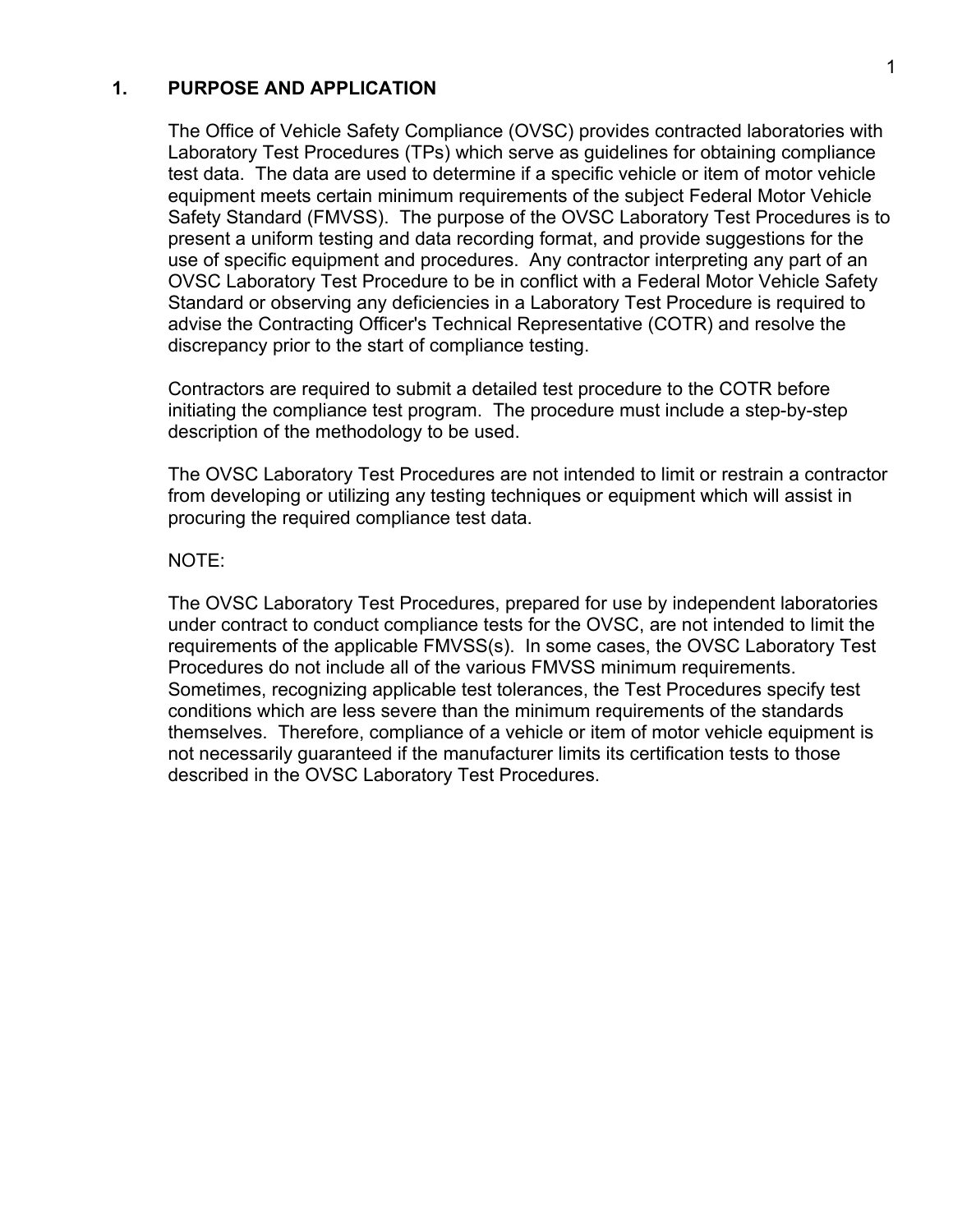## 1. PURPOSE AND APPLICATION

The Office of Vehicle Safety Compliance (OVSC) provides contracted laboratories with Laboratory Test Procedures (TPs) which serve as guidelines for obtaining compliance test data. The data are used to determine if a specific vehicle or item of motor vehicle equipment meets certain minimum requirements of the subject Federal Motor Vehicle Safety Standard (FMVSS). The purpose of the OVSC Laboratory Test Procedures is to present a uniform testing and data recording format, and provide suggestions for the use of specific equipment and procedures. Any contractor interpreting any part of an OVSC Laboratory Test Procedure to be in conflict with a Federal Motor Vehicle Safety Standard or observing any deficiencies in a Laboratory Test Procedure is required to advise the Contracting Officer's Technical Representative (COTR) and resolve the discrepancy prior to the start of compliance testing.

Contractors are required to submit a detailed test procedure to the COTR before initiating the compliance test program. The procedure must include a step-by-step description of the methodology to be used.

The OVSC Laboratory Test Procedures are not intended to limit or restrain a contractor from developing or utilizing any testing techniques or equipment which will assist in procuring the required compliance test data.

NOTE:

The OVSC Laboratory Test Procedures, prepared for use by independent laboratories under contract to conduct compliance tests for the OVSC, are not intended to limit the requirements of the applicable FMVSS(s). In some cases, the OVSC Laboratory Test Procedures do not include all of the various FMVSS minimum requirements. Sometimes, recognizing applicable test tolerances, the Test Procedures specify test conditions which are less severe than the minimum requirements of the standards themselves. Therefore, compliance of a vehicle or item of motor vehicle equipment is not necessarily guaranteed if the manufacturer limits its certification tests to those described in the OVSC Laboratory Test Procedures.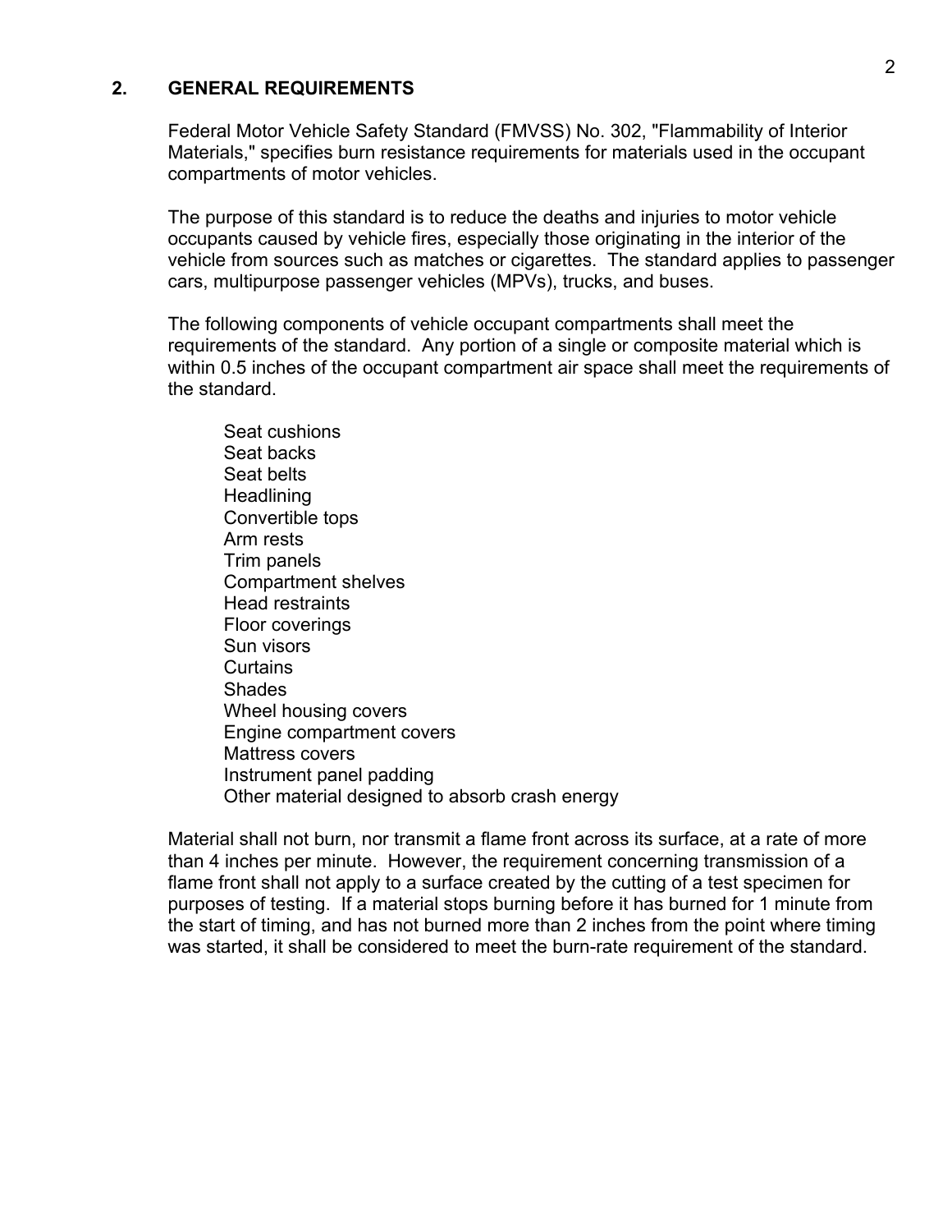## 2. GENERAL REQUIREMENTS

Federal Motor Vehicle Safety Standard (FMVSS) No. 302, "Flammability of Interior Materials," specifies burn resistance requirements for materials used in the occupant compartments of motor vehicles.

The purpose of this standard is to reduce the deaths and injuries to motor vehicle occupants caused by vehicle fires, especially those originating in the interior of the vehicle from sources such as matches or cigarettes. The standard applies to passenger cars, multipurpose passenger vehicles (MPVs), trucks, and buses.

The following components of vehicle occupant compartments shall meet the requirements of the standard. Any portion of a single or composite material which is within 0.5 inches of the occupant compartment air space shall meet the requirements of the standard.

- Seat cushions
- Seat backs
- Seat belts
- Headlining
- Convertible tops
- Arm rests
- Trim panels
- Compartment shelves
- Head restraints
- Floor coverings
- Sun visors
- Curtains
- Shades
- Wheel housing covers
- Engine compartment covers
- Mattress covers
- Instrument panel padding
- Other material designed to absorb crash energy

Material shall not burn, nor transmit a flame front across its surface, at a rate of more than 4 inches per minute. However, the requirement concerning transmission of a flame front shall not apply to a surface created by the cutting of a test specimen for purposes of testing. If a material stops burning before it has burned for 1 minute from the start of timing, and has not burned more than 2 inches from the point where timing was started, it shall be considered to meet the burn-rate requirement of the standard.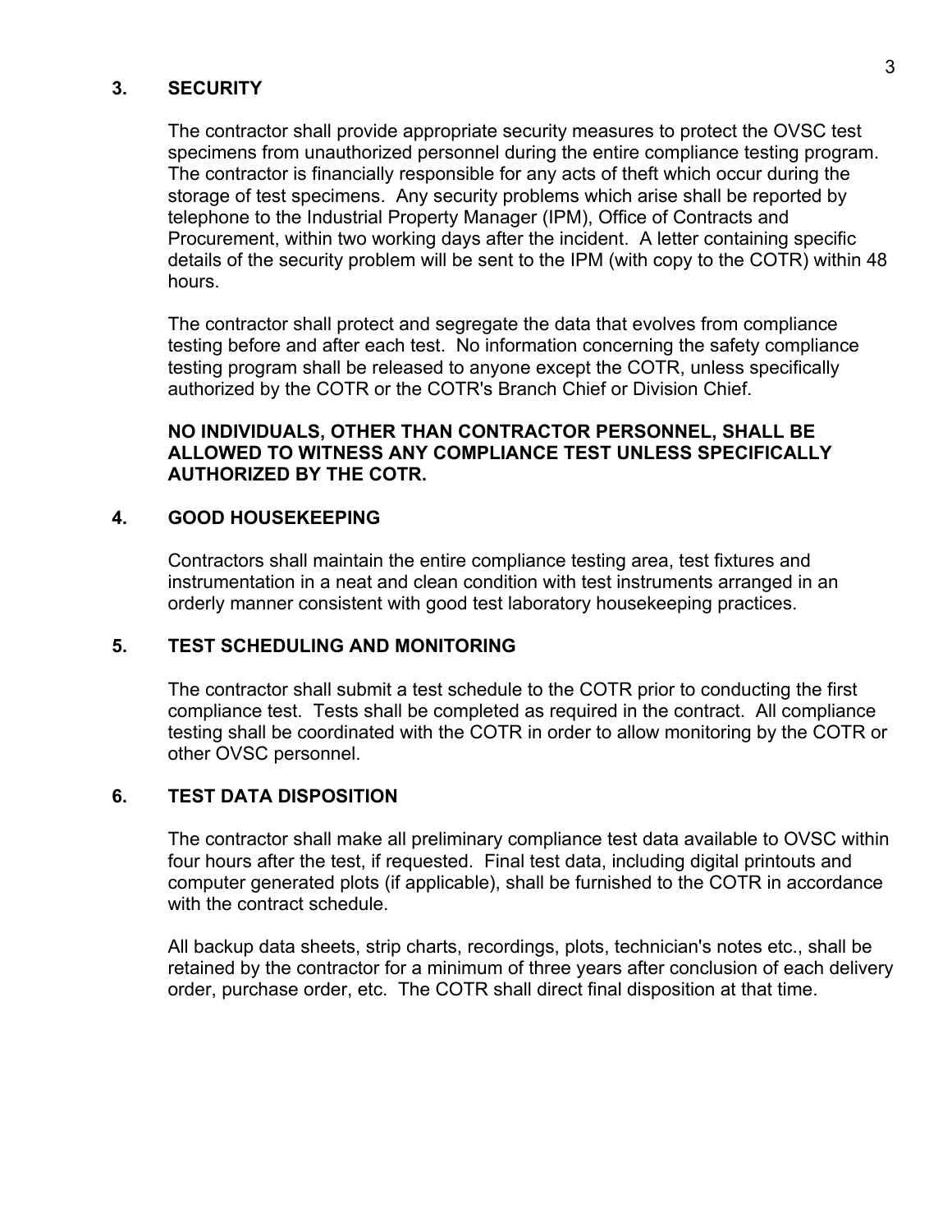## 3. SECURITY

The contractor shall provide appropriate security measures to protect the OVSC test specimens from unauthorized personnel during the entire compliance testing program. The contractor is financially responsible for any acts of theft which occur during the storage of test specimens. Any security problems which arise shall be reported by telephone to the Industrial Property Manager (IPM), Office of Contracts and Procurement, within two working days after the incident. A letter containing specific details of the security problem will be sent to the IPM (with copy to the COTR) within 48 hours.

The contractor shall protect and segregate the data that evolves from compliance testing before and after each test. No information concerning the safety compliance testing program shall be released to anyone except the COTR, unless specifically authorized by the COTR or the COTR's Branch Chief or Division Chief.

**NO INDIVIDUALS, OTHER THAN CONTRACTOR PERSONNEL, SHALL BE ALLOWED TO WITNESS ANY COMPLIANCE TEST UNLESS SPECIFICALLY AUTHORIZED BY THE COTR.**

## 4. GOOD HOUSEKEEPING

Contractors shall maintain the entire compliance testing area, test fixtures and instrumentation in a neat and clean condition with test instruments arranged in an orderly manner consistent with good test laboratory housekeeping practices.

## 5. TEST SCHEDULING AND MONITORING

The contractor shall submit a test schedule to the COTR prior to conducting the first compliance test. Tests shall be completed as required in the contract. All compliance testing shall be coordinated with the COTR in order to allow monitoring by the COTR or other OVSC personnel.

## 6. TEST DATA DISPOSITION

The contractor shall make all preliminary compliance test data available to OVSC within four hours after the test, if requested. Final test data, including digital printouts and computer generated plots (if applicable), shall be furnished to the COTR in accordance with the contract schedule.

All backup data sheets, strip charts, recordings, plots, technician's notes etc., shall be retained by the contractor for a minimum of three years after conclusion of each delivery order, purchase order, etc. The COTR shall direct final disposition at that time.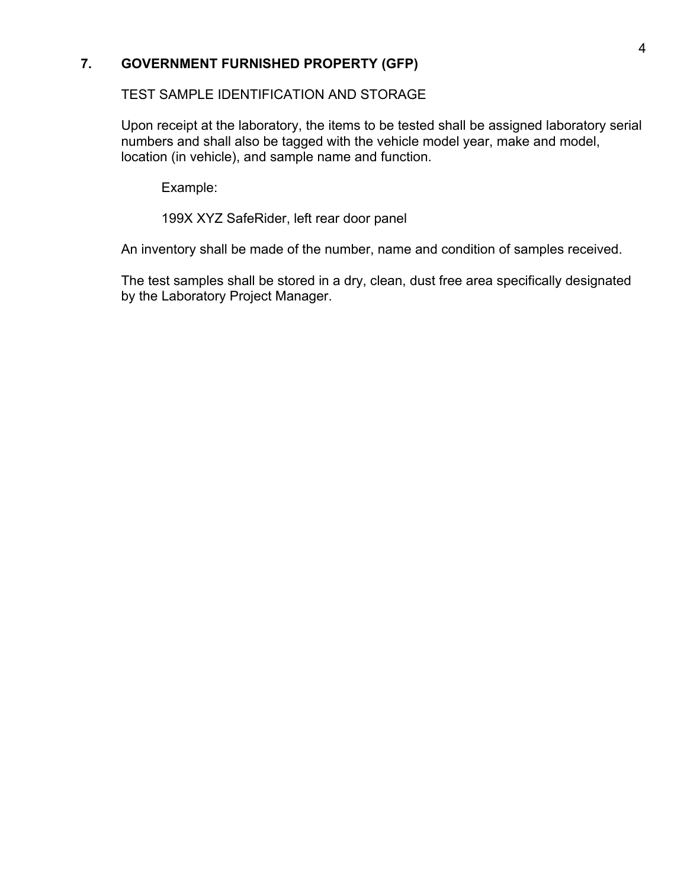## 7. GOVERNMENT FURNISHED PROPERTY (GFP)

TEST SAMPLE IDENTIFICATION AND STORAGE

Upon receipt at the laboratory, the items to be tested shall be assigned laboratory serial numbers and shall also be tagged with the vehicle model year, make and model, location (in vehicle), and sample name and function.

> Example:
>
> 199X XYZ SafeRider, left rear door panel

An inventory shall be made of the number, name and condition of samples received.

The test samples shall be stored in a dry, clean, dust free area specifically designated by the Laboratory Project Manager.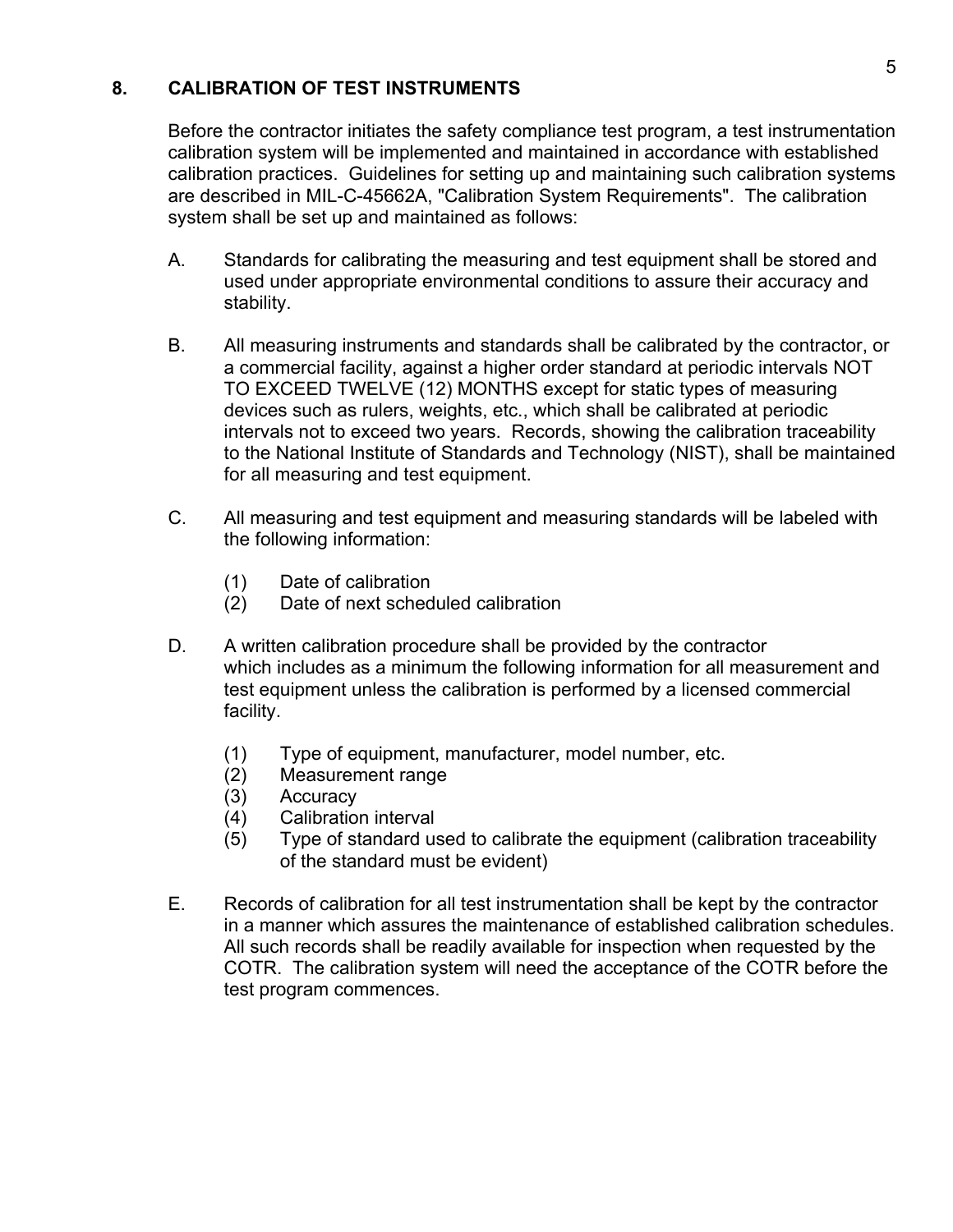## 8. CALIBRATION OF TEST INSTRUMENTS

Before the contractor initiates the safety compliance test program, a test instrumentation calibration system will be implemented and maintained in accordance with established calibration practices. Guidelines for setting up and maintaining such calibration systems are described in MIL-C-45662A, "Calibration System Requirements". The calibration system shall be set up and maintained as follows:

A. Standards for calibrating the measuring and test equipment shall be stored and used under appropriate environmental conditions to assure their accuracy and stability.

B. All measuring instruments and standards shall be calibrated by the contractor, or a commercial facility, against a higher order standard at periodic intervals NOT TO EXCEED TWELVE (12) MONTHS except for static types of measuring devices such as rulers, weights, etc., which shall be calibrated at periodic intervals not to exceed two years. Records, showing the calibration traceability to the National Institute of Standards and Technology (NIST), shall be maintained for all measuring and test equipment.

C. All measuring and test equipment and measuring standards will be labeled with the following information:

   (1) Date of calibration
   (2) Date of next scheduled calibration

D. A written calibration procedure shall be provided by the contractor which includes as a minimum the following information for all measurement and test equipment unless the calibration is performed by a licensed commercial facility.

   (1) Type of equipment, manufacturer, model number, etc.
   (2) Measurement range
   (3) Accuracy
   (4) Calibration interval
   (5) Type of standard used to calibrate the equipment (calibration traceability of the standard must be evident)

E. Records of calibration for all test instrumentation shall be kept by the contractor in a manner which assures the maintenance of established calibration schedules. All such records shall be readily available for inspection when requested by the COTR. The calibration system will need the acceptance of the COTR before the test program commences.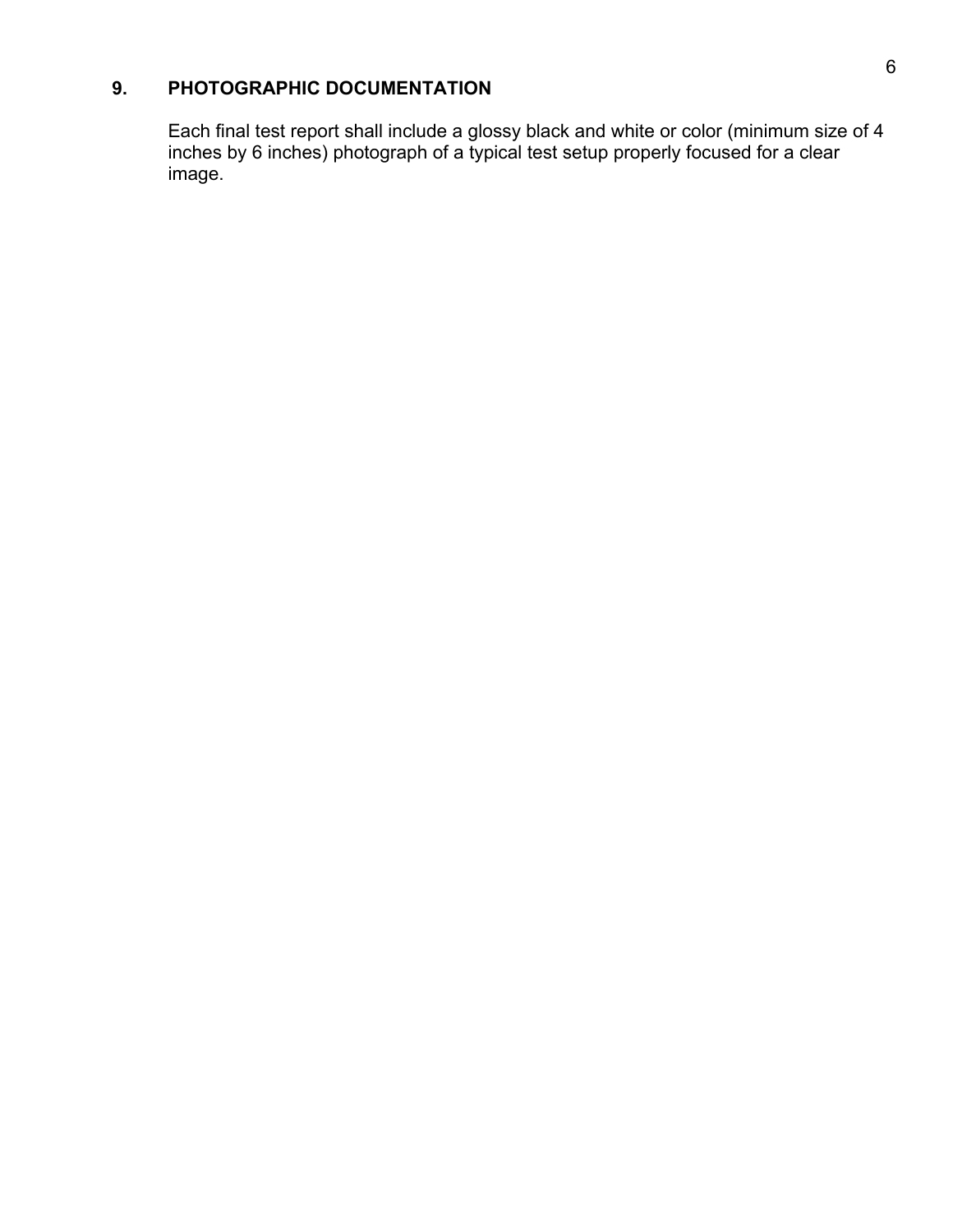## 9. PHOTOGRAPHIC DOCUMENTATION

Each final test report shall include a glossy black and white or color (minimum size of 4 inches by 6 inches) photograph of a typical test setup properly focused for a clear image.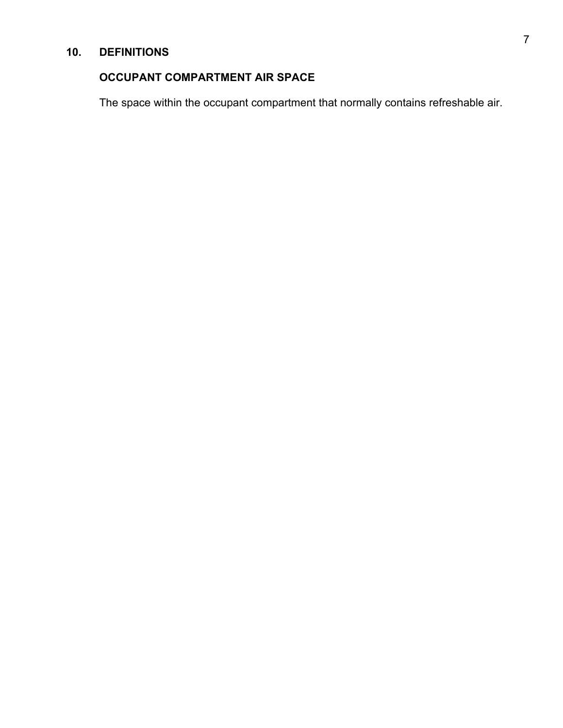## 10. DEFINITIONS

### OCCUPANT COMPARTMENT AIR SPACE

The space within the occupant compartment that normally contains refreshable air.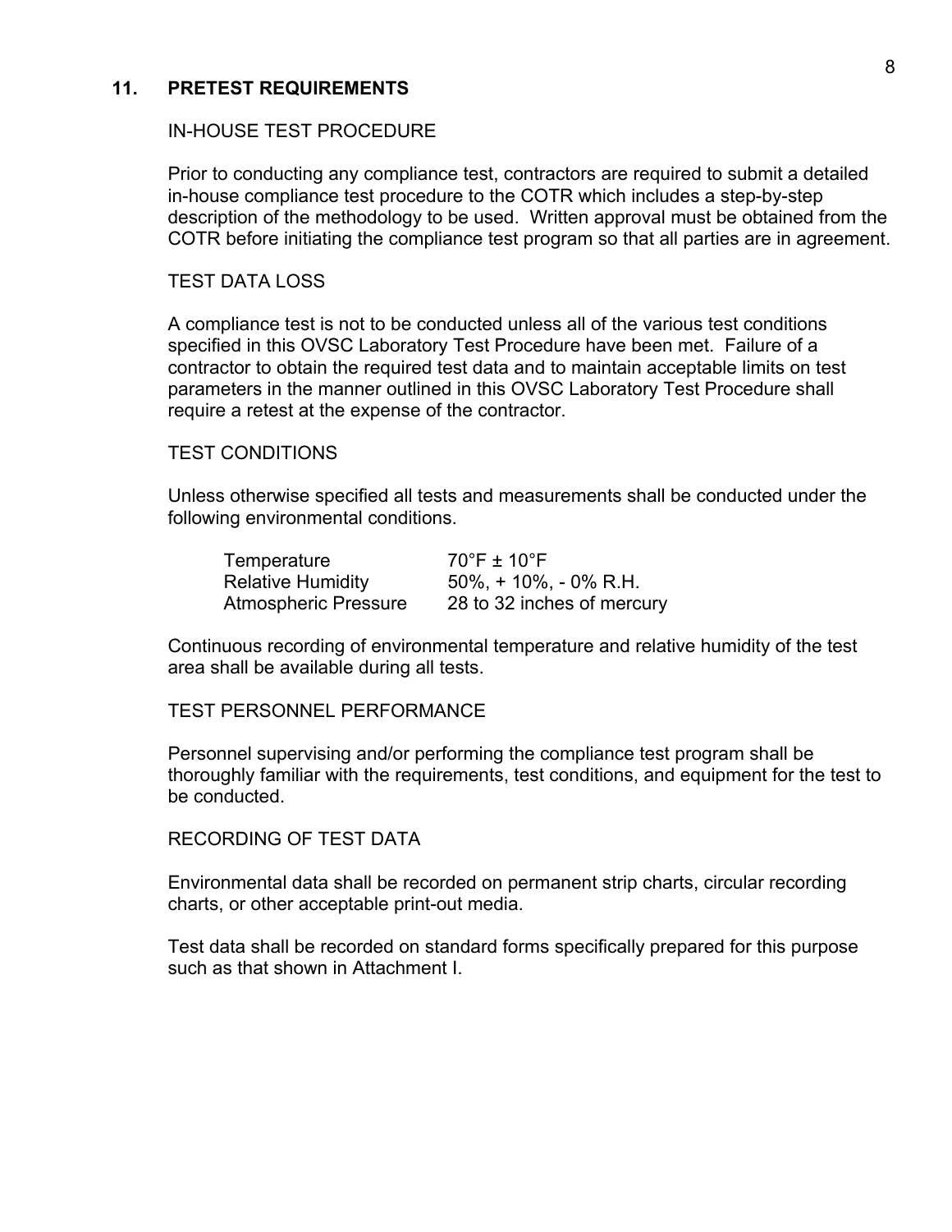## 11. PRETEST REQUIREMENTS

### IN-HOUSE TEST PROCEDURE

Prior to conducting any compliance test, contractors are required to submit a detailed in-house compliance test procedure to the COTR which includes a step-by-step description of the methodology to be used. Written approval must be obtained from the COTR before initiating the compliance test program so that all parties are in agreement.

### TEST DATA LOSS

A compliance test is not to be conducted unless all of the various test conditions specified in this OVSC Laboratory Test Procedure have been met. Failure of a contractor to obtain the required test data and to maintain acceptable limits on test parameters in the manner outlined in this OVSC Laboratory Test Procedure shall require a retest at the expense of the contractor.

### TEST CONDITIONS

Unless otherwise specified all tests and measurements shall be conducted under the following environmental conditions.

| | |
|---|---|
| Temperature | 70°F ± 10°F |
| Relative Humidity | 50%, + 10%, - 0% R.H. |
| Atmospheric Pressure | 28 to 32 inches of mercury |

Continuous recording of environmental temperature and relative humidity of the test area shall be available during all tests.

### TEST PERSONNEL PERFORMANCE

Personnel supervising and/or performing the compliance test program shall be thoroughly familiar with the requirements, test conditions, and equipment for the test to be conducted.

### RECORDING OF TEST DATA

Environmental data shall be recorded on permanent strip charts, circular recording charts, or other acceptable print-out media.

Test data shall be recorded on standard forms specifically prepared for this purpose such as that shown in Attachment I.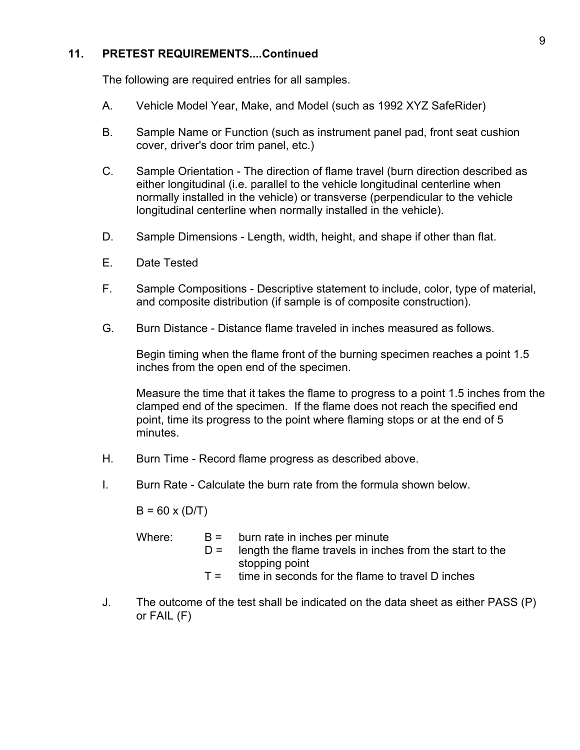## 11. PRETEST REQUIREMENTS....Continued

The following are required entries for all samples.

A. Vehicle Model Year, Make, and Model (such as 1992 XYZ SafeRider)

B. Sample Name or Function (such as instrument panel pad, front seat cushion cover, driver's door trim panel, etc.)

C. Sample Orientation - The direction of flame travel (burn direction described as either longitudinal (i.e. parallel to the vehicle longitudinal centerline when normally installed in the vehicle) or transverse (perpendicular to the vehicle longitudinal centerline when normally installed in the vehicle).

D. Sample Dimensions - Length, width, height, and shape if other than flat.

E. Date Tested

F. Sample Compositions - Descriptive statement to include, color, type of material, and composite distribution (if sample is of composite construction).

G. Burn Distance - Distance flame traveled in inches measured as follows.

   Begin timing when the flame front of the burning specimen reaches a point 1.5 inches from the open end of the specimen.

   Measure the time that it takes the flame to progress to a point 1.5 inches from the clamped end of the specimen. If the flame does not reach the specified end point, time its progress to the point where flaming stops or at the end of 5 minutes.

H. Burn Time - Record flame progress as described above.

I. Burn Rate - Calculate the burn rate from the formula shown below.

   $B = 60 \times (D/T)$

   Where:
   - $B$ = burn rate in inches per minute
   - $D$ = length the flame travels in inches from the start to the stopping point
   - $T$ = time in seconds for the flame to travel D inches

J. The outcome of the test shall be indicated on the data sheet as either PASS (P) or FAIL (F)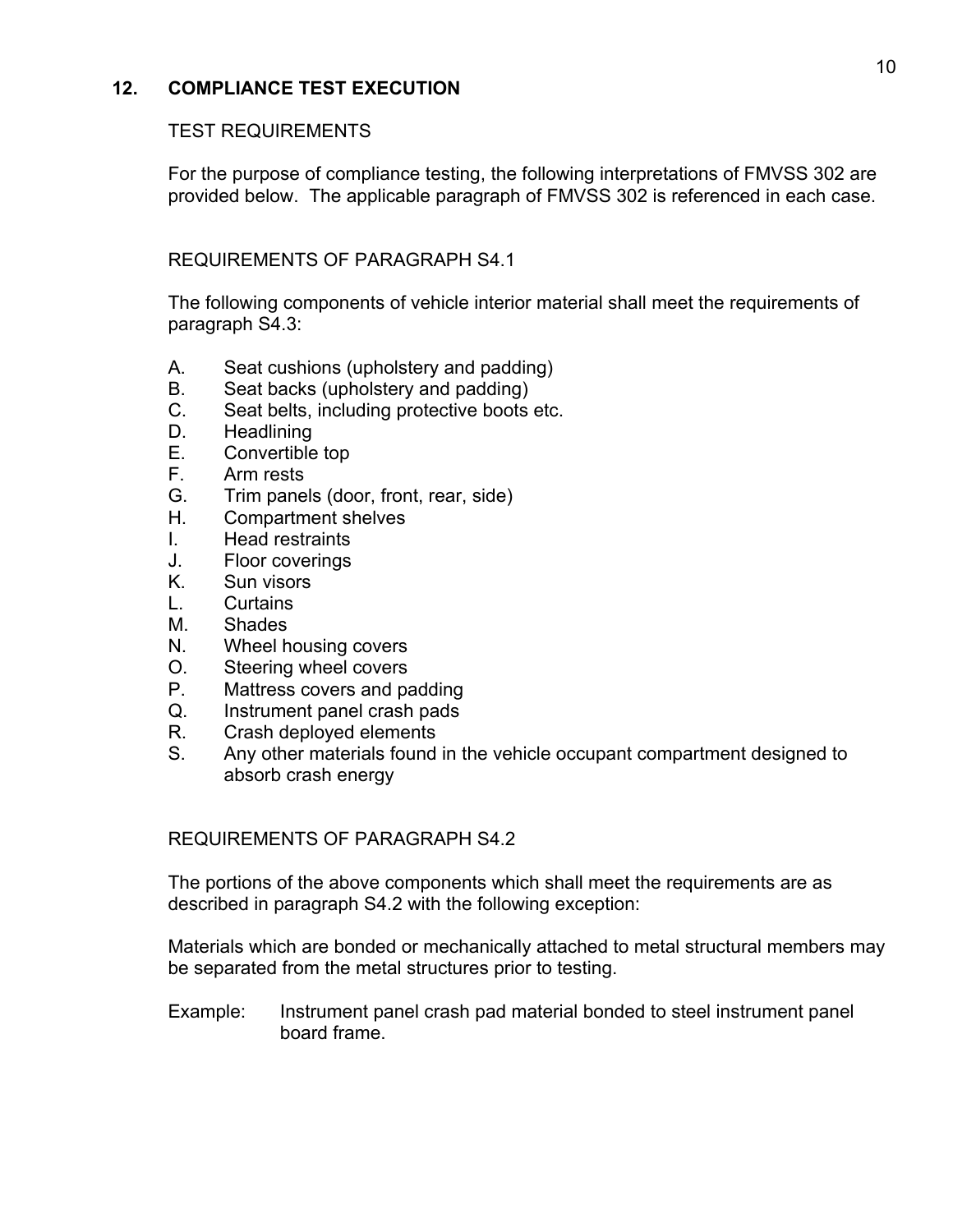## 12. COMPLIANCE TEST EXECUTION

TEST REQUIREMENTS

For the purpose of compliance testing, the following interpretations of FMVSS 302 are provided below. The applicable paragraph of FMVSS 302 is referenced in each case.

REQUIREMENTS OF PARAGRAPH S4.1

The following components of vehicle interior material shall meet the requirements of paragraph S4.3:

A. Seat cushions (upholstery and padding)
B. Seat backs (upholstery and padding)
C. Seat belts, including protective boots etc.
D. Headlining
E. Convertible top
F. Arm rests
G. Trim panels (door, front, rear, side)
H. Compartment shelves
I. Head restraints
J. Floor coverings
K. Sun visors
L. Curtains
M. Shades
N. Wheel housing covers
O. Steering wheel covers
P. Mattress covers and padding
Q. Instrument panel crash pads
R. Crash deployed elements
S. Any other materials found in the vehicle occupant compartment designed to absorb crash energy

REQUIREMENTS OF PARAGRAPH S4.2

The portions of the above components which shall meet the requirements are as described in paragraph S4.2 with the following exception:

Materials which are bonded or mechanically attached to metal structural members may be separated from the metal structures prior to testing.

Example: Instrument panel crash pad material bonded to steel instrument panel board frame.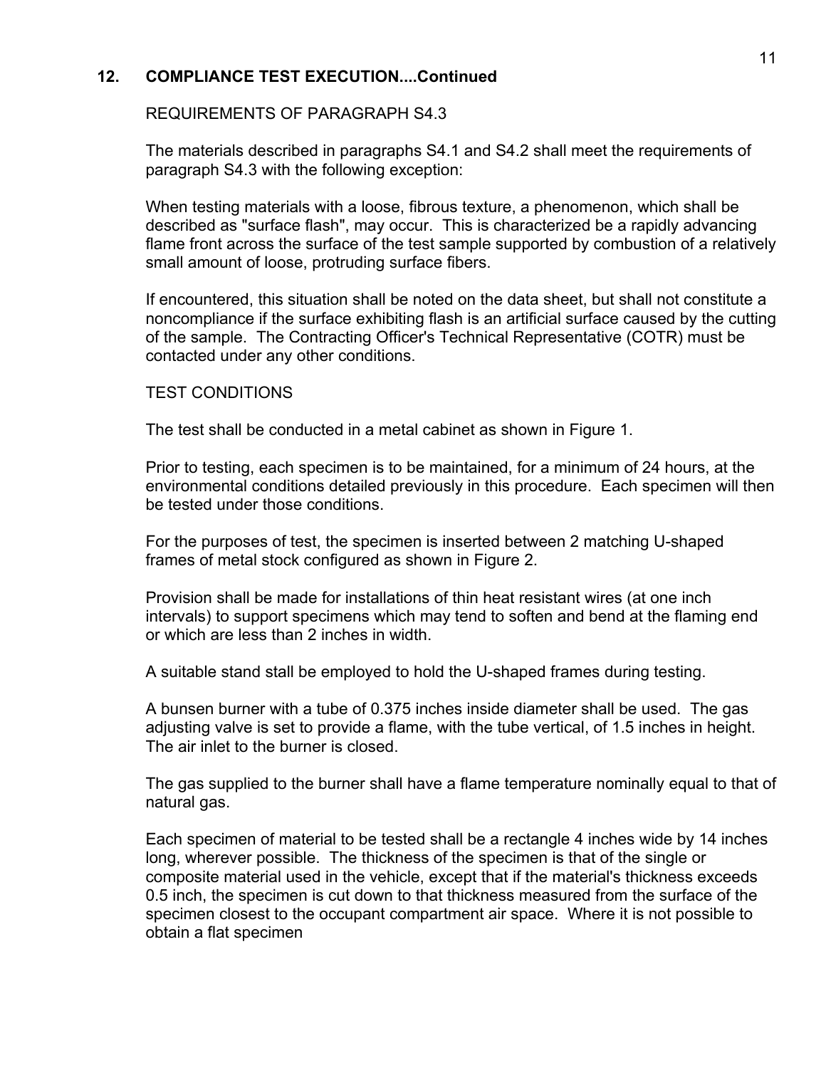## 12. COMPLIANCE TEST EXECUTION....Continued

REQUIREMENTS OF PARAGRAPH S4.3

The materials described in paragraphs S4.1 and S4.2 shall meet the requirements of paragraph S4.3 with the following exception:

When testing materials with a loose, fibrous texture, a phenomenon, which shall be described as "surface flash", may occur. This is characterized be a rapidly advancing flame front across the surface of the test sample supported by combustion of a relatively small amount of loose, protruding surface fibers.

If encountered, this situation shall be noted on the data sheet, but shall not constitute a noncompliance if the surface exhibiting flash is an artificial surface caused by the cutting of the sample. The Contracting Officer's Technical Representative (COTR) must be contacted under any other conditions.

TEST CONDITIONS

The test shall be conducted in a metal cabinet as shown in Figure 1.

Prior to testing, each specimen is to be maintained, for a minimum of 24 hours, at the environmental conditions detailed previously in this procedure. Each specimen will then be tested under those conditions.

For the purposes of test, the specimen is inserted between 2 matching U-shaped frames of metal stock configured as shown in Figure 2.

Provision shall be made for installations of thin heat resistant wires (at one inch intervals) to support specimens which may tend to soften and bend at the flaming end or which are less than 2 inches in width.

A suitable stand stall be employed to hold the U-shaped frames during testing.

A bunsen burner with a tube of 0.375 inches inside diameter shall be used. The gas adjusting valve is set to provide a flame, with the tube vertical, of 1.5 inches in height. The air inlet to the burner is closed.

The gas supplied to the burner shall have a flame temperature nominally equal to that of natural gas.

Each specimen of material to be tested shall be a rectangle 4 inches wide by 14 inches long, wherever possible. The thickness of the specimen is that of the single or composite material used in the vehicle, except that if the material's thickness exceeds 0.5 inch, the specimen is cut down to that thickness measured from the surface of the specimen closest to the occupant compartment air space. Where it is not possible to obtain a flat specimen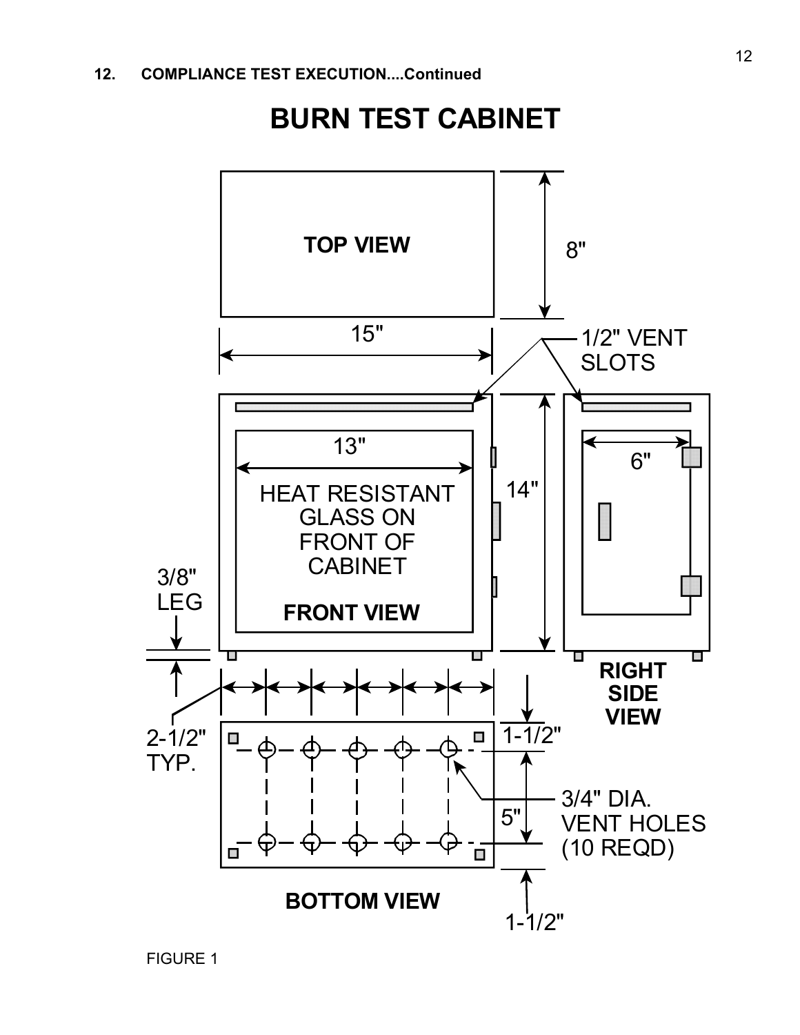**12. COMPLIANCE TEST EXECUTION....Continued**

# BURN TEST CABINET

TOP VIEW

8"

15"

1/2" VENT SLOTS

13"

HEAT RESISTANT GLASS ON FRONT OF CABINET

FRONT VIEW

14"

6"

RIGHT SIDE VIEW

3/8" LEG

2-1/2" TYP.

1-1/2"

5"

3/4" DIA. VENT HOLES (10 REQD)

1-1/2"

BOTTOM VIEW

FIGURE 1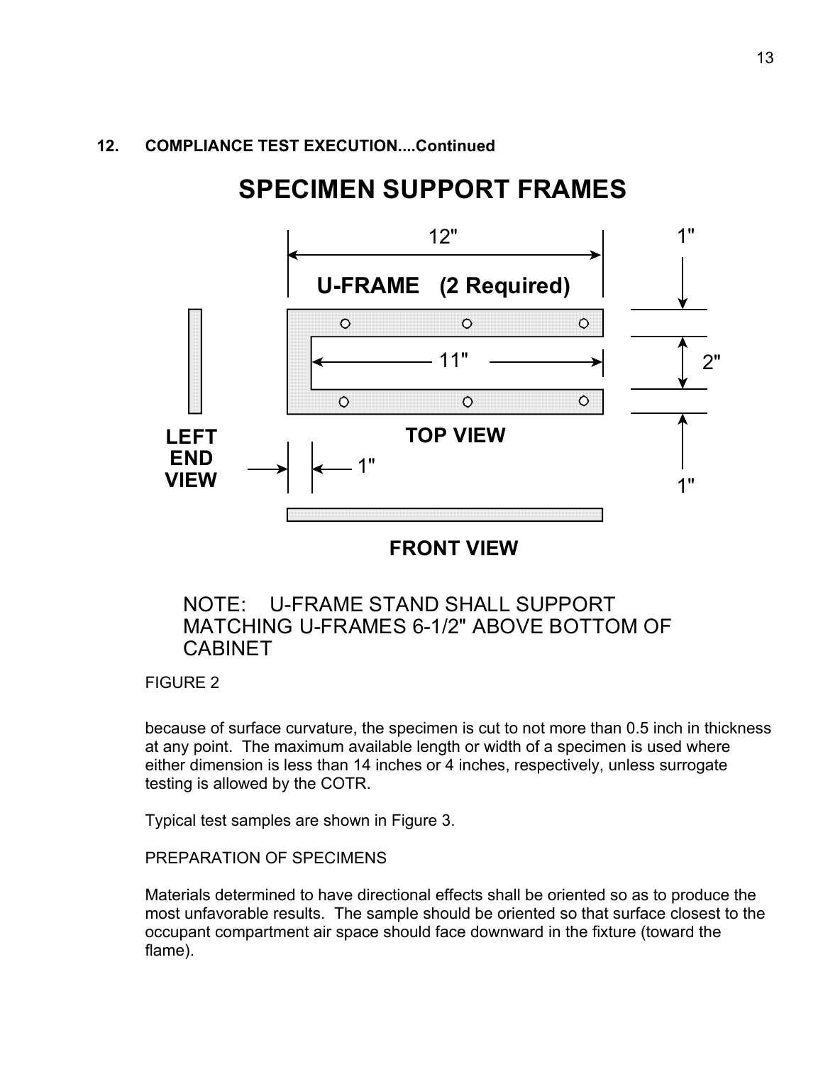**12. COMPLIANCE TEST EXECUTION....Continued**

# SPECIMEN SUPPORT FRAMES

U-FRAME (2 Required)

12"

11"

1"

2"

1"

LEFT END VIEW

TOP VIEW

1"

FRONT VIEW

NOTE: U-FRAME STAND SHALL SUPPORT MATCHING U-FRAMES 6-1/2" ABOVE BOTTOM OF CABINET

FIGURE 2

because of surface curvature, the specimen is cut to not more than 0.5 inch in thickness at any point. The maximum available length or width of a specimen is used where either dimension is less than 14 inches or 4 inches, respectively, unless surrogate testing is allowed by the COTR.

Typical test samples are shown in Figure 3.

PREPARATION OF SPECIMENS

Materials determined to have directional effects shall be oriented so as to produce the most unfavorable results. The sample should be oriented so that surface closest to the occupant compartment air space should face downward in the fixture (toward the flame).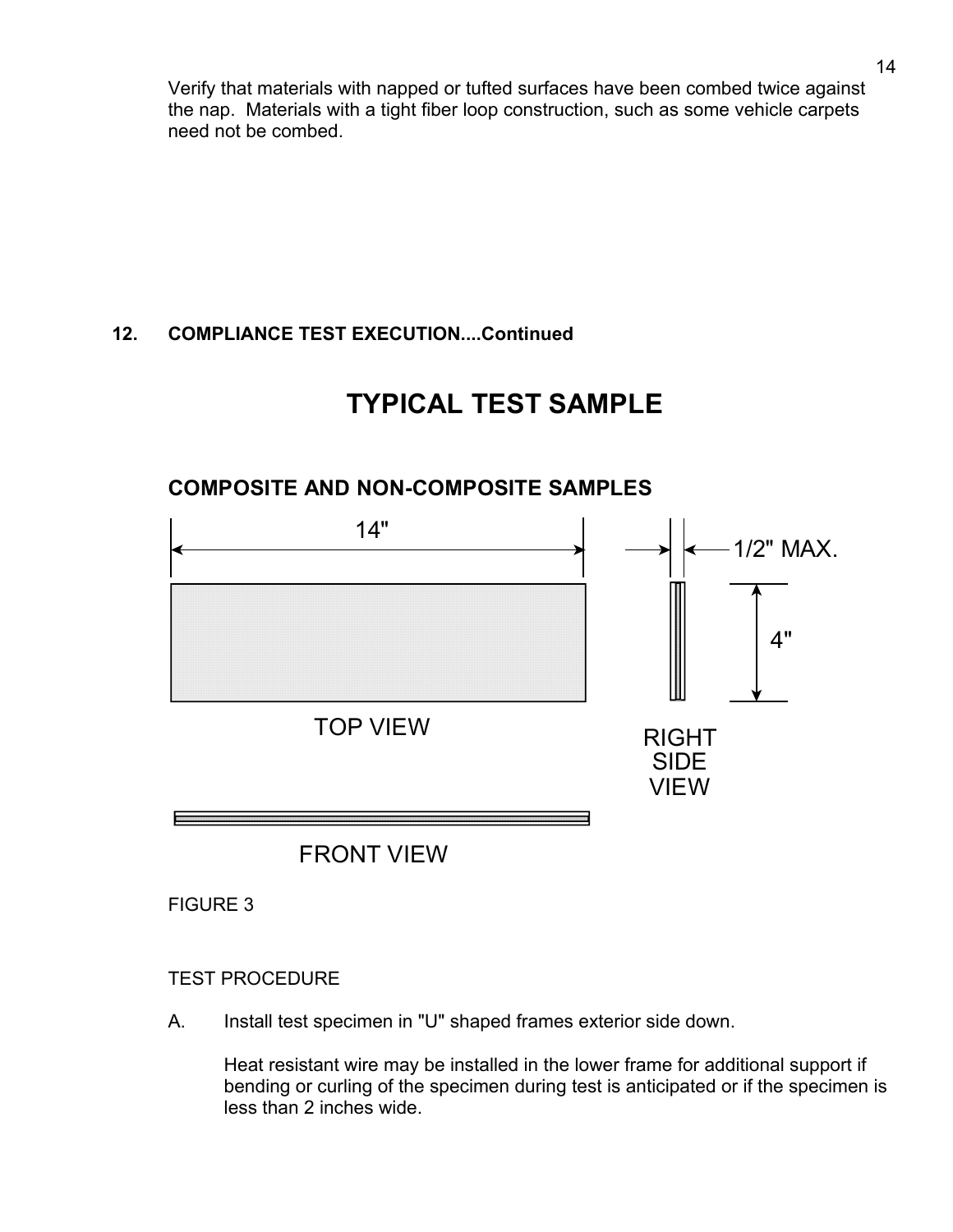Verify that materials with napped or tufted surfaces have been combed twice against the nap. Materials with a tight fiber loop construction, such as some vehicle carpets need not be combed.

**12. COMPLIANCE TEST EXECUTION....Continued**

# TYPICAL TEST SAMPLE

## COMPOSITE AND NON-COMPOSITE SAMPLES

14"

1/2" MAX.

4"

TOP VIEW

RIGHT SIDE VIEW

FRONT VIEW

FIGURE 3

TEST PROCEDURE

A. Install test specimen in "U" shaped frames exterior side down.

Heat resistant wire may be installed in the lower frame for additional support if bending or curling of the specimen during test is anticipated or if the specimen is less than 2 inches wide.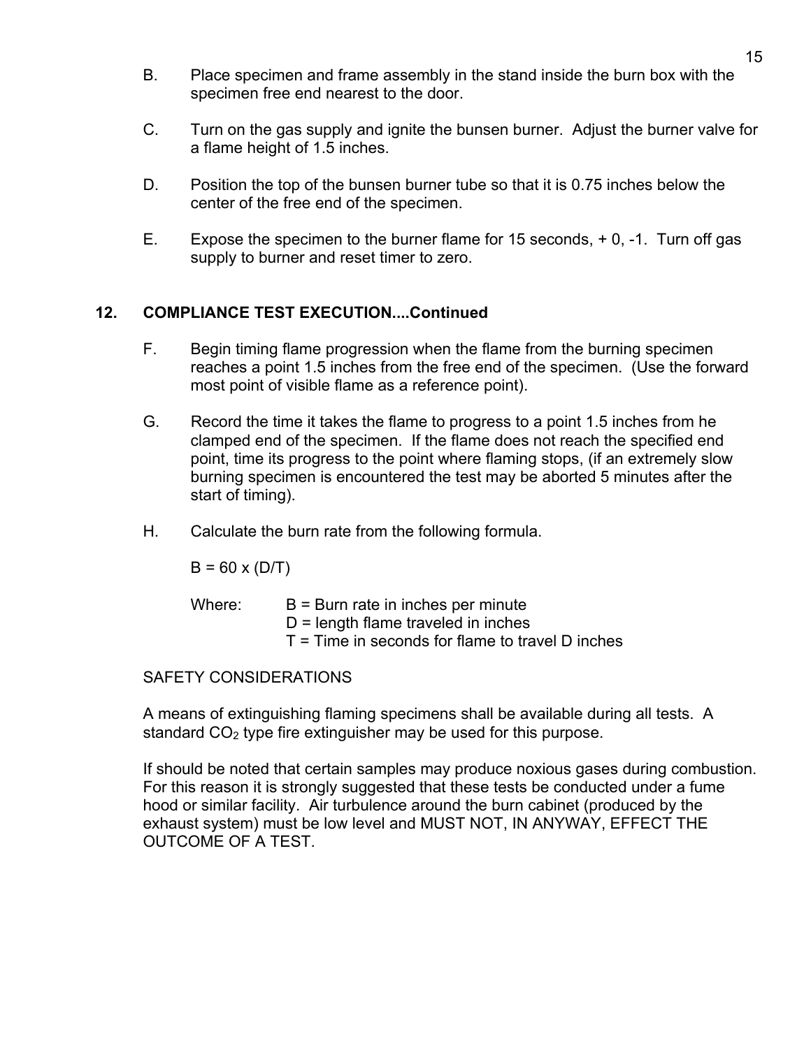B. Place specimen and frame assembly in the stand inside the burn box with the specimen free end nearest to the door.

C. Turn on the gas supply and ignite the bunsen burner. Adjust the burner valve for a flame height of 1.5 inches.

D. Position the top of the bunsen burner tube so that it is 0.75 inches below the center of the free end of the specimen.

E. Expose the specimen to the burner flame for 15 seconds, + 0, -1. Turn off gas supply to burner and reset timer to zero.

## 12. COMPLIANCE TEST EXECUTION....Continued

F. Begin timing flame progression when the flame from the burning specimen reaches a point 1.5 inches from the free end of the specimen. (Use the forward most point of visible flame as a reference point).

G. Record the time it takes the flame to progress to a point 1.5 inches from he clamped end of the specimen. If the flame does not reach the specified end point, time its progress to the point where flaming stops, (if an extremely slow burning specimen is encountered the test may be aborted 5 minutes after the start of timing).

H. Calculate the burn rate from the following formula.

$$B = 60 \times (D/T)$$

Where: $B$ = Burn rate in inches per minute
$D$ = length flame traveled in inches
$T$ = Time in seconds for flame to travel D inches

SAFETY CONSIDERATIONS

A means of extinguishing flaming specimens shall be available during all tests. A standard $CO_2$ type fire extinguisher may be used for this purpose.

If should be noted that certain samples may produce noxious gases during combustion. For this reason it is strongly suggested that these tests be conducted under a fume hood or similar facility. Air turbulence around the burn cabinet (produced by the exhaust system) must be low level and MUST NOT, IN ANYWAY, EFFECT THE OUTCOME OF A TEST.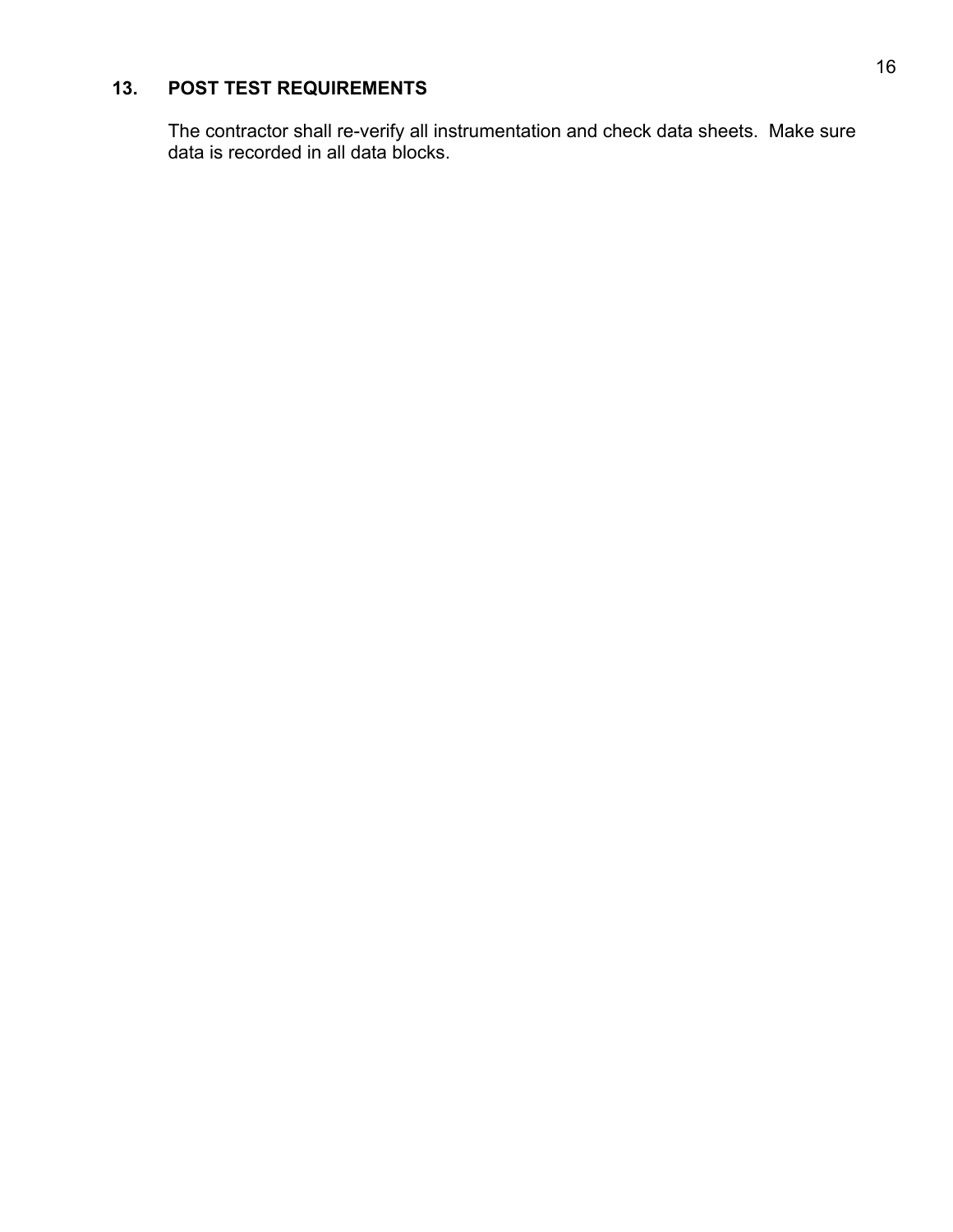## 13. POST TEST REQUIREMENTS

The contractor shall re-verify all instrumentation and check data sheets. Make sure data is recorded in all data blocks.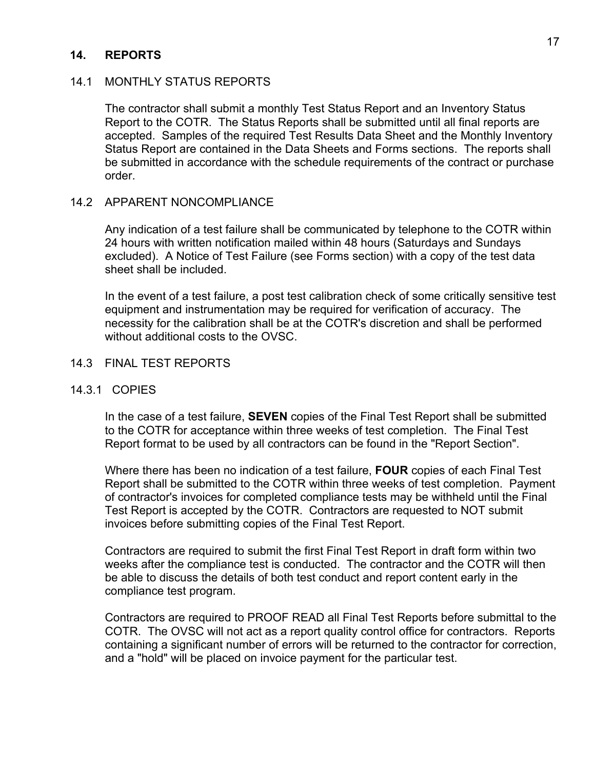## 14. REPORTS

### 14.1 MONTHLY STATUS REPORTS

The contractor shall submit a monthly Test Status Report and an Inventory Status Report to the COTR. The Status Reports shall be submitted until all final reports are accepted. Samples of the required Test Results Data Sheet and the Monthly Inventory Status Report are contained in the Data Sheets and Forms sections. The reports shall be submitted in accordance with the schedule requirements of the contract or purchase order.

### 14.2 APPARENT NONCOMPLIANCE

Any indication of a test failure shall be communicated by telephone to the COTR within 24 hours with written notification mailed within 48 hours (Saturdays and Sundays excluded). A Notice of Test Failure (see Forms section) with a copy of the test data sheet shall be included.

In the event of a test failure, a post test calibration check of some critically sensitive test equipment and instrumentation may be required for verification of accuracy. The necessity for the calibration shall be at the COTR's discretion and shall be performed without additional costs to the OVSC.

### 14.3 FINAL TEST REPORTS

#### 14.3.1 COPIES

In the case of a test failure, **SEVEN** copies of the Final Test Report shall be submitted to the COTR for acceptance within three weeks of test completion. The Final Test Report format to be used by all contractors can be found in the "Report Section".

Where there has been no indication of a test failure, **FOUR** copies of each Final Test Report shall be submitted to the COTR within three weeks of test completion. Payment of contractor's invoices for completed compliance tests may be withheld until the Final Test Report is accepted by the COTR. Contractors are requested to NOT submit invoices before submitting copies of the Final Test Report.

Contractors are required to submit the first Final Test Report in draft form within two weeks after the compliance test is conducted. The contractor and the COTR will then be able to discuss the details of both test conduct and report content early in the compliance test program.

Contractors are required to PROOF READ all Final Test Reports before submittal to the COTR. The OVSC will not act as a report quality control office for contractors. Reports containing a significant number of errors will be returned to the contractor for correction, and a "hold" will be placed on invoice payment for the particular test.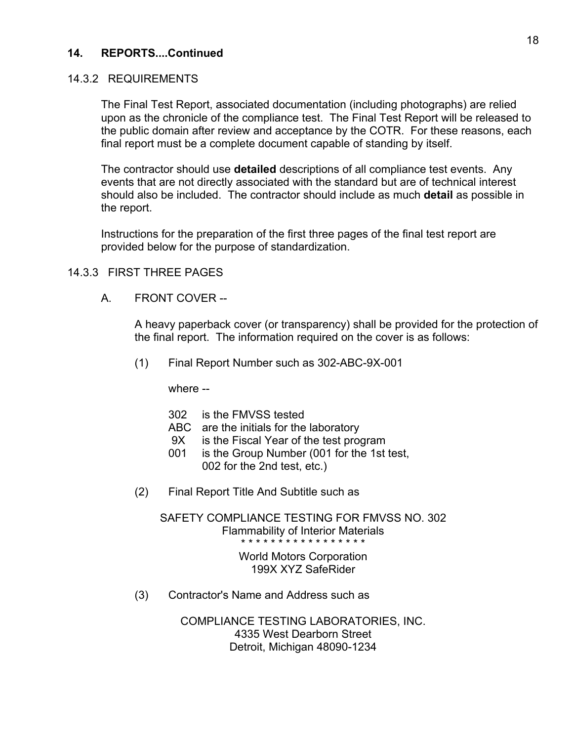## 14. REPORTS....Continued

### 14.3.2 REQUIREMENTS

The Final Test Report, associated documentation (including photographs) are relied upon as the chronicle of the compliance test. The Final Test Report will be released to the public domain after review and acceptance by the COTR. For these reasons, each final report must be a complete document capable of standing by itself.

The contractor should use **detailed** descriptions of all compliance test events. Any events that are not directly associated with the standard but are of technical interest should also be included. The contractor should include as much **detail** as possible in the report.

Instructions for the preparation of the first three pages of the final test report are provided below for the purpose of standardization.

### 14.3.3 FIRST THREE PAGES

A. FRONT COVER --

A heavy paperback cover (or transparency) shall be provided for the protection of the final report. The information required on the cover is as follows:

(1) Final Report Number such as 302-ABC-9X-001

where --

302 is the FMVSS tested
ABC are the initials for the laboratory
9X is the Fiscal Year of the test program
001 is the Group Number (001 for the 1st test, 002 for the 2nd test, etc.)

(2) Final Report Title And Subtitle such as

SAFETY COMPLIANCE TESTING FOR FMVSS NO. 302
Flammability of Interior Materials
* * * * * * * * * * * * * * * * *
World Motors Corporation
199X XYZ SafeRider

(3) Contractor's Name and Address such as

COMPLIANCE TESTING LABORATORIES, INC.
4335 West Dearborn Street
Detroit, Michigan 48090-1234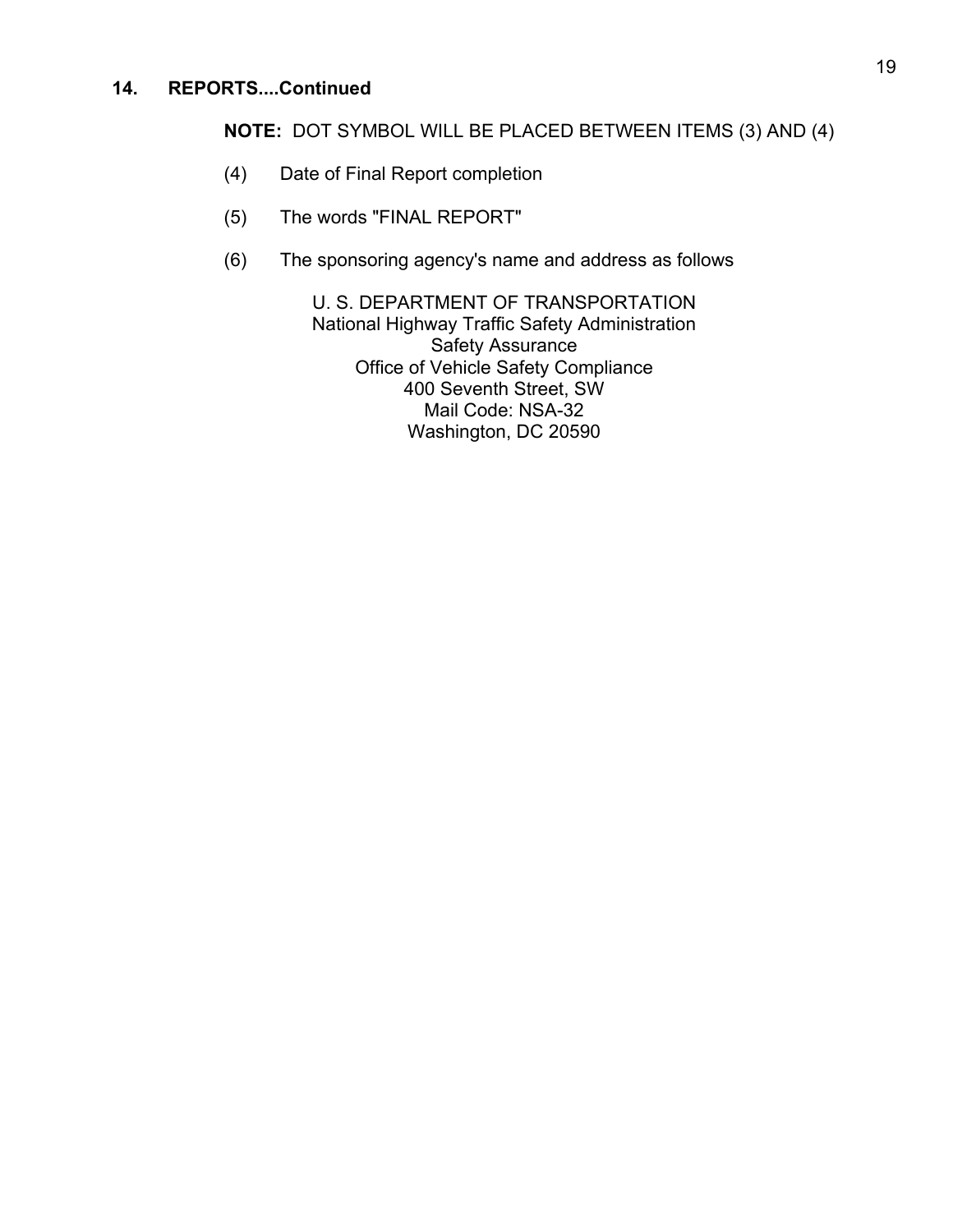## 14. REPORTS....Continued

**NOTE:** DOT SYMBOL WILL BE PLACED BETWEEN ITEMS (3) AND (4)

(4) Date of Final Report completion

(5) The words "FINAL REPORT"

(6) The sponsoring agency's name and address as follows

U. S. DEPARTMENT OF TRANSPORTATION
National Highway Traffic Safety Administration
Safety Assurance
Office of Vehicle Safety Compliance
400 Seventh Street, SW
Mail Code: NSA-32
Washington, DC 20590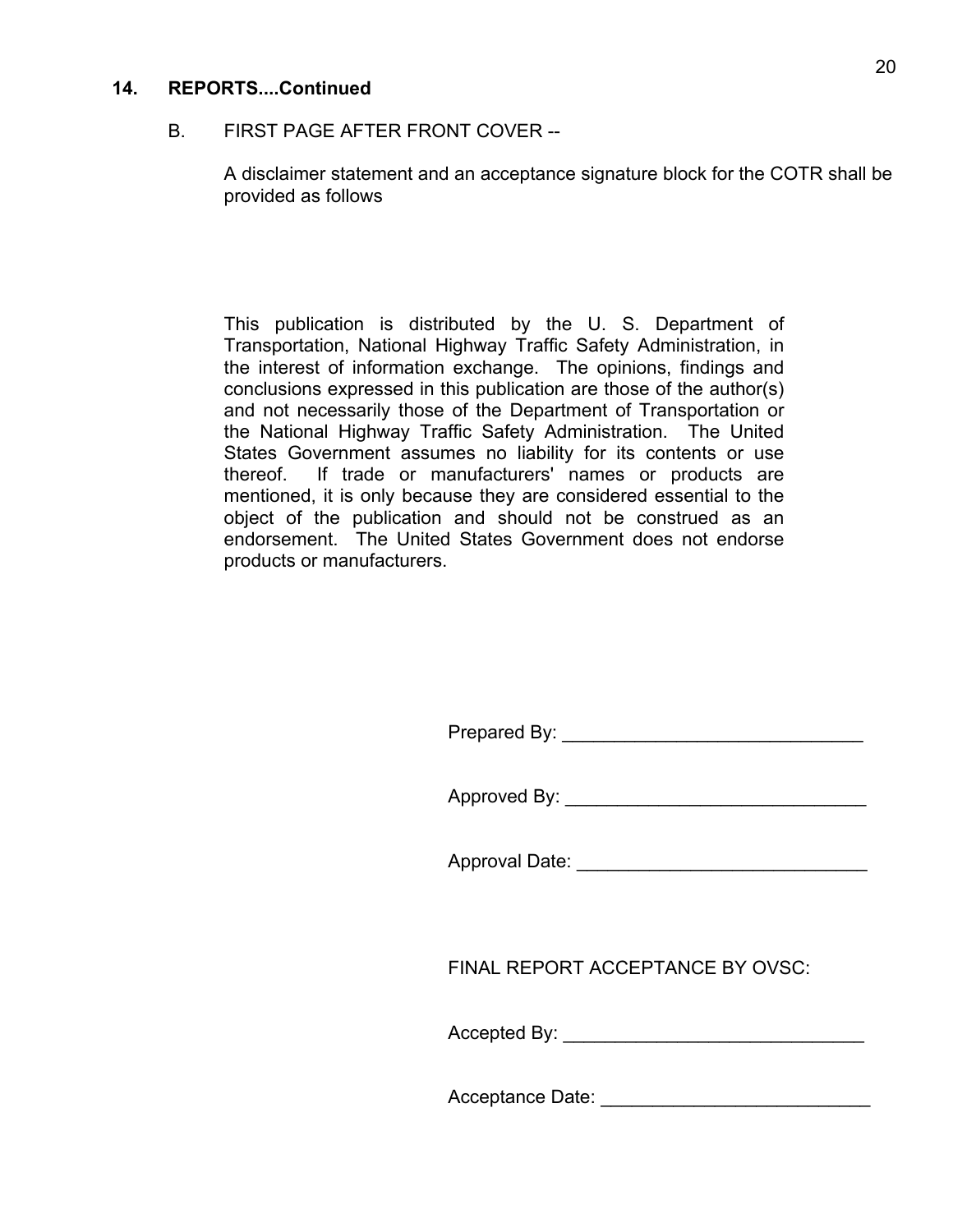**14. REPORTS....Continued**

B. FIRST PAGE AFTER FRONT COVER --

A disclaimer statement and an acceptance signature block for the COTR shall be provided as follows

This publication is distributed by the U. S. Department of Transportation, National Highway Traffic Safety Administration, in the interest of information exchange. The opinions, findings and conclusions expressed in this publication are those of the author(s) and not necessarily those of the Department of Transportation or the National Highway Traffic Safety Administration. The United States Government assumes no liability for its contents or use thereof. If trade or manufacturers' names or products are mentioned, it is only because they are considered essential to the object of the publication and should not be construed as an endorsement. The United States Government does not endorse products or manufacturers.

Prepared By: _____________________________

Approved By: _____________________________

Approval Date: ____________________________

FINAL REPORT ACCEPTANCE BY OVSC:

Accepted By: _____________________________

Acceptance Date: __________________________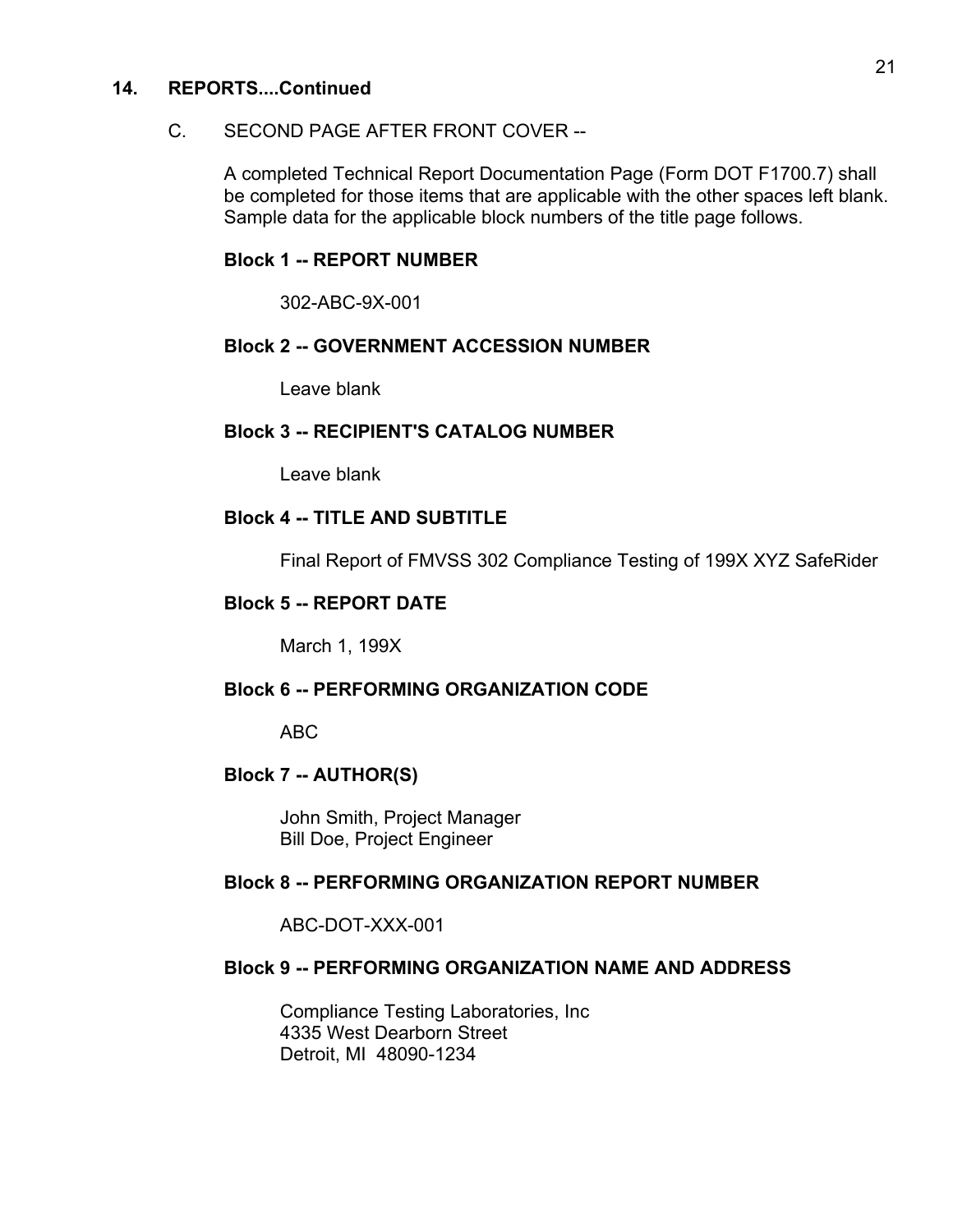## 14. REPORTS....Continued

C. SECOND PAGE AFTER FRONT COVER --

A completed Technical Report Documentation Page (Form DOT F1700.7) shall be completed for those items that are applicable with the other spaces left blank. Sample data for the applicable block numbers of the title page follows.

**Block 1 -- REPORT NUMBER**

302-ABC-9X-001

**Block 2 -- GOVERNMENT ACCESSION NUMBER**

Leave blank

**Block 3 -- RECIPIENT'S CATALOG NUMBER**

Leave blank

**Block 4 -- TITLE AND SUBTITLE**

Final Report of FMVSS 302 Compliance Testing of 199X XYZ SafeRider

**Block 5 -- REPORT DATE**

March 1, 199X

**Block 6 -- PERFORMING ORGANIZATION CODE**

ABC

**Block 7 -- AUTHOR(S)**

John Smith, Project Manager
Bill Doe, Project Engineer

**Block 8 -- PERFORMING ORGANIZATION REPORT NUMBER**

ABC-DOT-XXX-001

**Block 9 -- PERFORMING ORGANIZATION NAME AND ADDRESS**

Compliance Testing Laboratories, Inc
4335 West Dearborn Street
Detroit, MI 48090-1234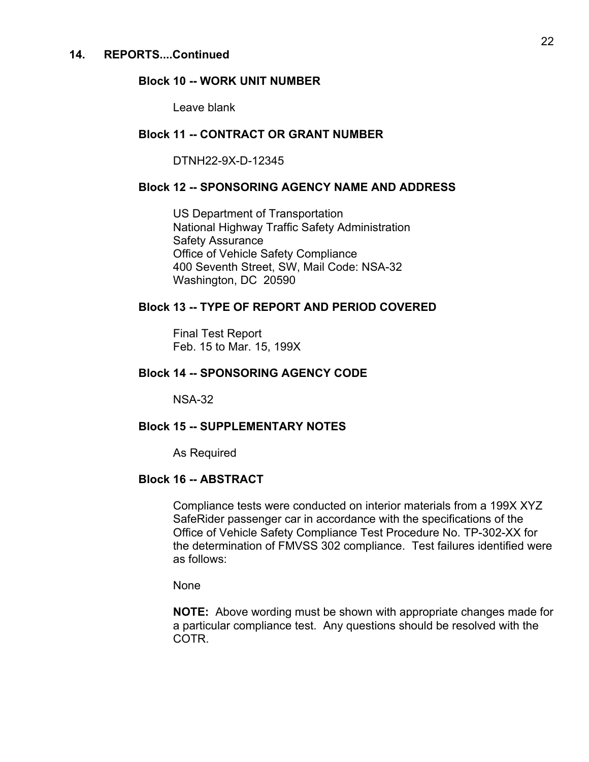## 14. REPORTS....Continued

### Block 10 -- WORK UNIT NUMBER

Leave blank

### Block 11 -- CONTRACT OR GRANT NUMBER

DTNH22-9X-D-12345

### Block 12 -- SPONSORING AGENCY NAME AND ADDRESS

US Department of Transportation
National Highway Traffic Safety Administration
Safety Assurance
Office of Vehicle Safety Compliance
400 Seventh Street, SW, Mail Code: NSA-32
Washington, DC 20590

### Block 13 -- TYPE OF REPORT AND PERIOD COVERED

Final Test Report
Feb. 15 to Mar. 15, 199X

### Block 14 -- SPONSORING AGENCY CODE

NSA-32

### Block 15 -- SUPPLEMENTARY NOTES

As Required

### Block 16 -- ABSTRACT

Compliance tests were conducted on interior materials from a 199X XYZ SafeRider passenger car in accordance with the specifications of the Office of Vehicle Safety Compliance Test Procedure No. TP-302-XX for the determination of FMVSS 302 compliance. Test failures identified were as follows:

None

**NOTE:** Above wording must be shown with appropriate changes made for a particular compliance test. Any questions should be resolved with the COTR.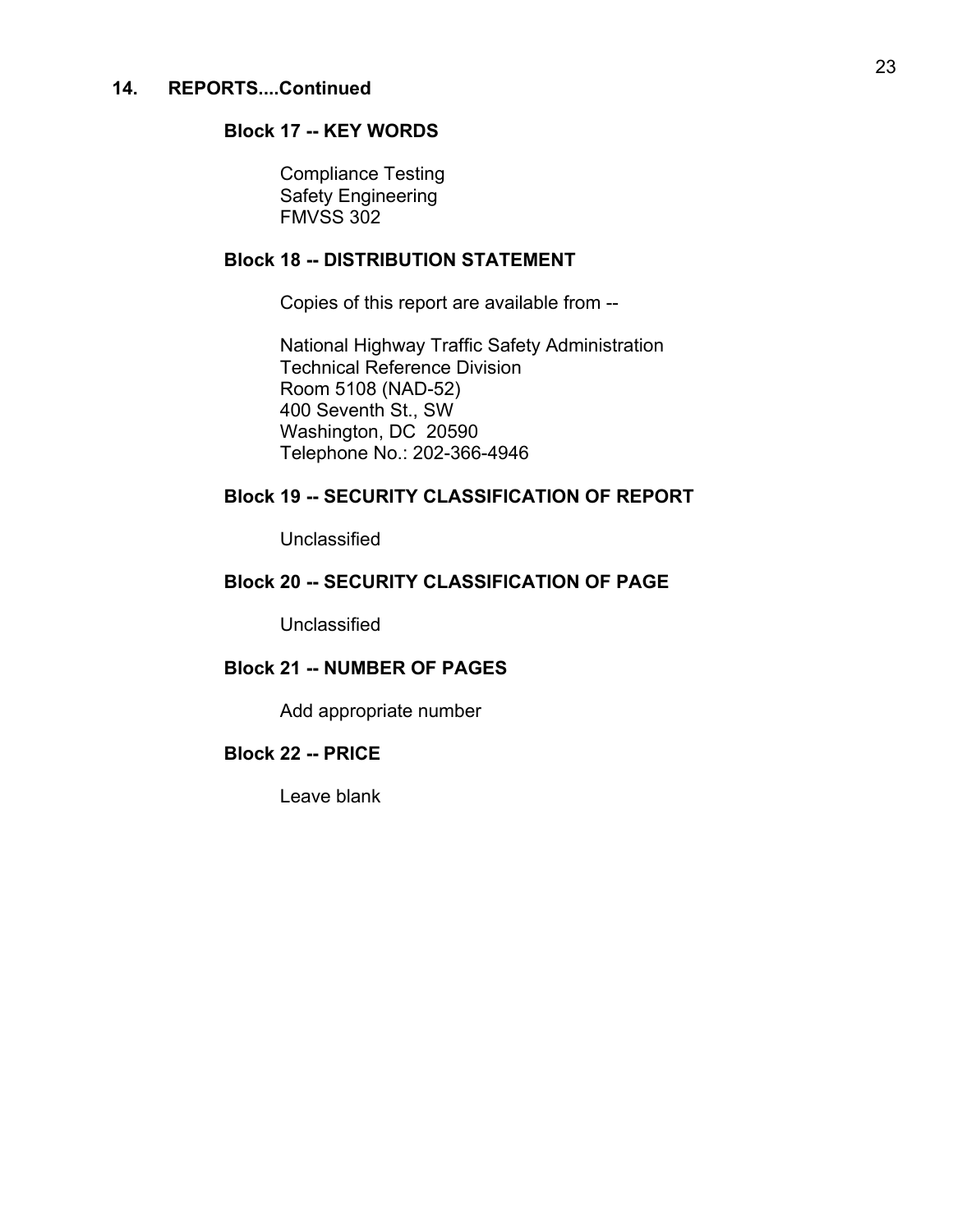## 14. REPORTS....Continued

### Block 17 -- KEY WORDS

Compliance Testing
Safety Engineering
FMVSS 302

### Block 18 -- DISTRIBUTION STATEMENT

Copies of this report are available from --

National Highway Traffic Safety Administration
Technical Reference Division
Room 5108 (NAD-52)
400 Seventh St., SW
Washington, DC 20590
Telephone No.: 202-366-4946

### Block 19 -- SECURITY CLASSIFICATION OF REPORT

Unclassified

### Block 20 -- SECURITY CLASSIFICATION OF PAGE

Unclassified

### Block 21 -- NUMBER OF PAGES

Add appropriate number

### Block 22 -- PRICE

Leave blank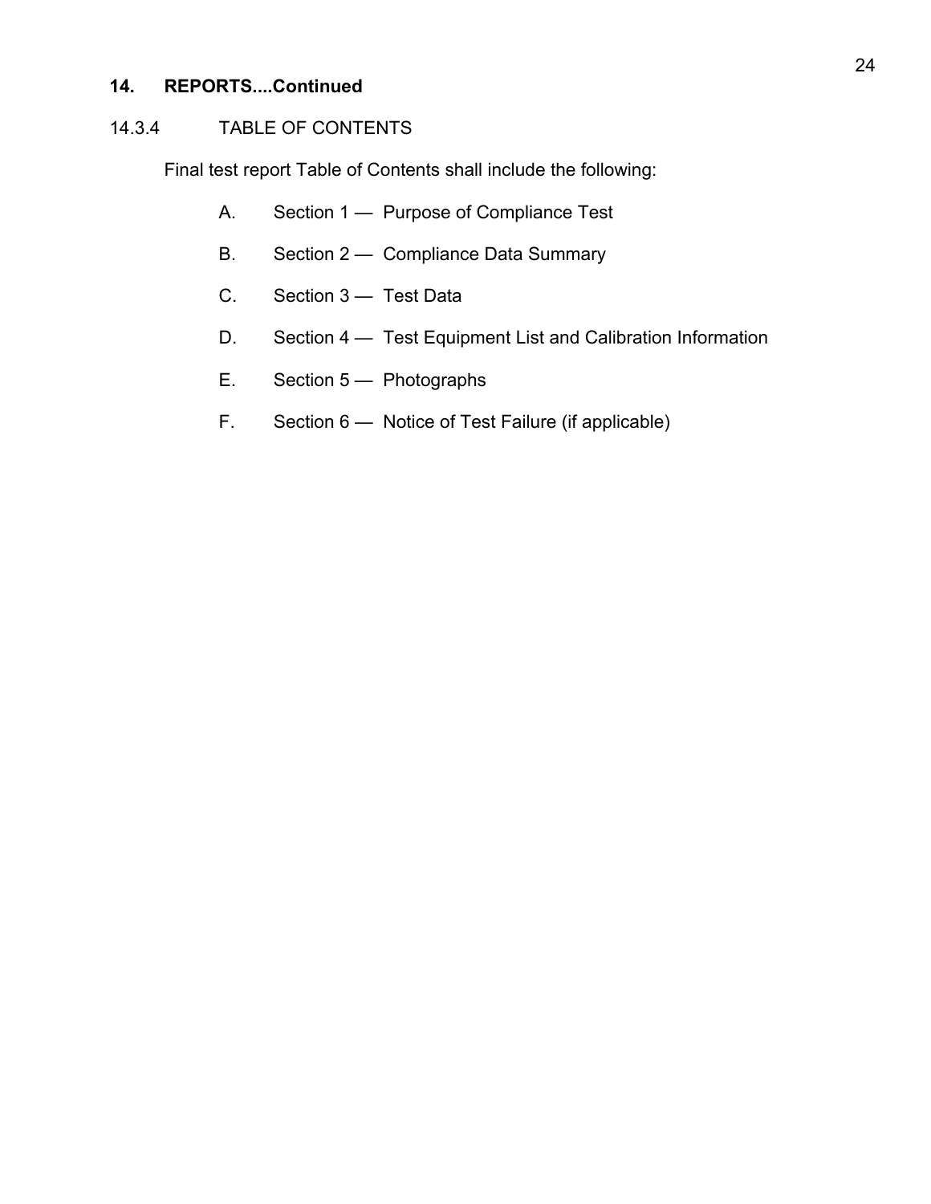## 14. REPORTS....Continued

### 14.3.4 TABLE OF CONTENTS

Final test report Table of Contents shall include the following:

A. Section 1 — Purpose of Compliance Test

B. Section 2 — Compliance Data Summary

C. Section 3 — Test Data

D. Section 4 — Test Equipment List and Calibration Information

E. Section 5 — Photographs

F. Section 6 — Notice of Test Failure (if applicable)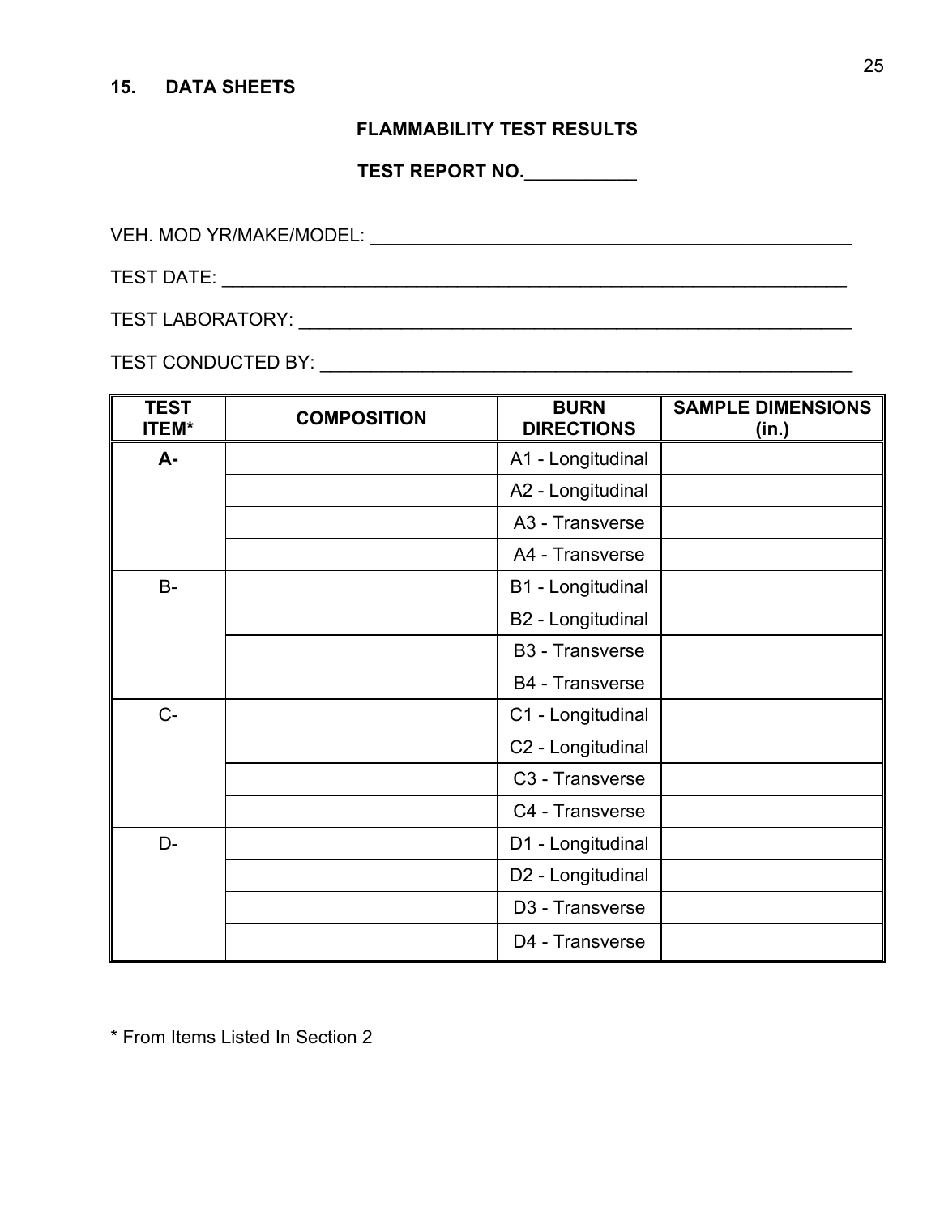## 15. DATA SHEETS

**FLAMMABILITY TEST RESULTS**

**TEST REPORT NO.___________**

VEH. MOD YR/MAKE/MODEL: _______________________________________________

TEST DATE: ______________________________________________________________

TEST LABORATORY: ________________________________________________________

TEST CONDUCTED BY: ______________________________________________________

| TEST ITEM* | COMPOSITION | BURN DIRECTIONS | SAMPLE DIMENSIONS (in.) |
|---|---|---|---|
| **A-** | | A1 - Longitudinal | |
| | | A2 - Longitudinal | |
| | | A3 - Transverse | |
| | | A4 - Transverse | |
| B- | | B1 - Longitudinal | |
| | | B2 - Longitudinal | |
| | | B3 - Transverse | |
| | | B4 - Transverse | |
| C- | | C1 - Longitudinal | |
| | | C2 - Longitudinal | |
| | | C3 - Transverse | |
| | | C4 - Transverse | |
| D- | | D1 - Longitudinal | |
| | | D2 - Longitudinal | |
| | | D3 - Transverse | |
| | | D4 - Transverse | |

* From Items Listed In Section 2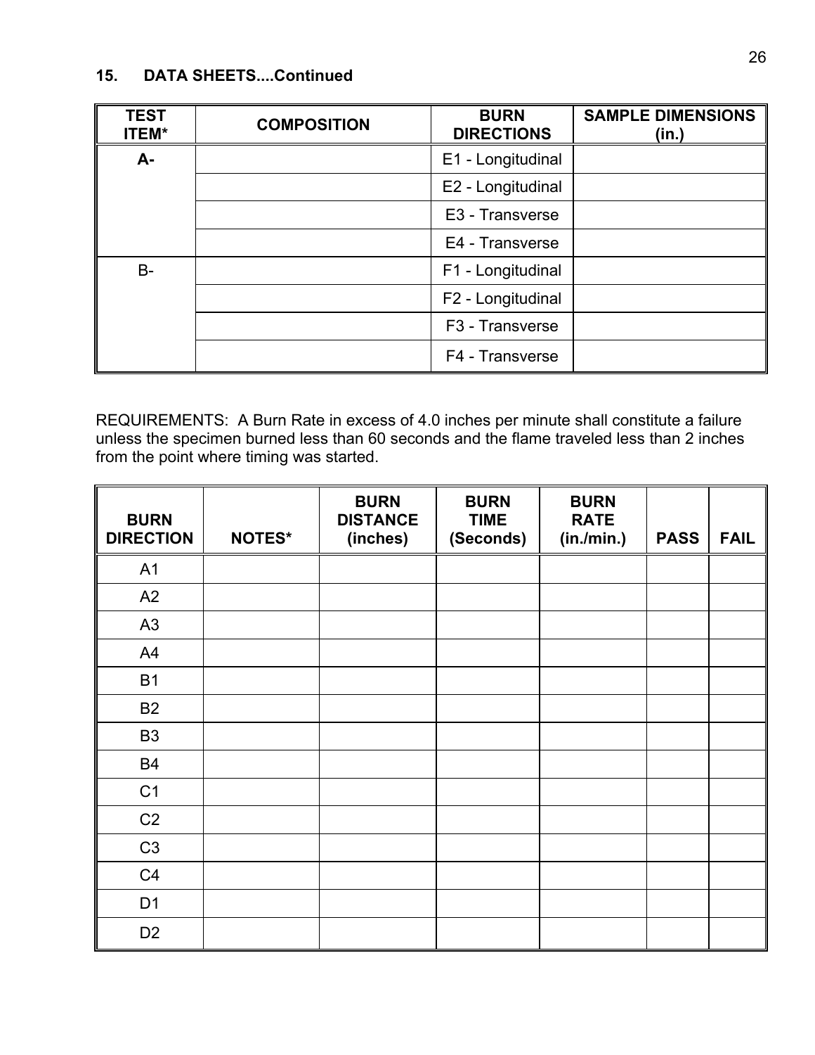## 15. DATA SHEETS....Continued

| TEST ITEM* | COMPOSITION | BURN DIRECTIONS | SAMPLE DIMENSIONS (in.) |
|---|---|---|---|
| **A-** | | E1 - Longitudinal | |
| | | E2 - Longitudinal | |
| | | E3 - Transverse | |
| | | E4 - Transverse | |
| B- | | F1 - Longitudinal | |
| | | F2 - Longitudinal | |
| | | F3 - Transverse | |
| | | F4 - Transverse | |

REQUIREMENTS: A Burn Rate in excess of 4.0 inches per minute shall constitute a failure unless the specimen burned less than 60 seconds and the flame traveled less than 2 inches from the point where timing was started.

| BURN DIRECTION | NOTES* | BURN DISTANCE (inches) | BURN TIME (Seconds) | BURN RATE (in./min.) | PASS | FAIL |
|---|---|---|---|---|---|---|
| A1 | | | | | | |
| A2 | | | | | | |
| A3 | | | | | | |
| A4 | | | | | | |
| B1 | | | | | | |
| B2 | | | | | | |
| B3 | | | | | | |
| B4 | | | | | | |
| C1 | | | | | | |
| C2 | | | | | | |
| C3 | | | | | | |
| C4 | | | | | | |
| D1 | | | | | | |
| D2 | | | | | | |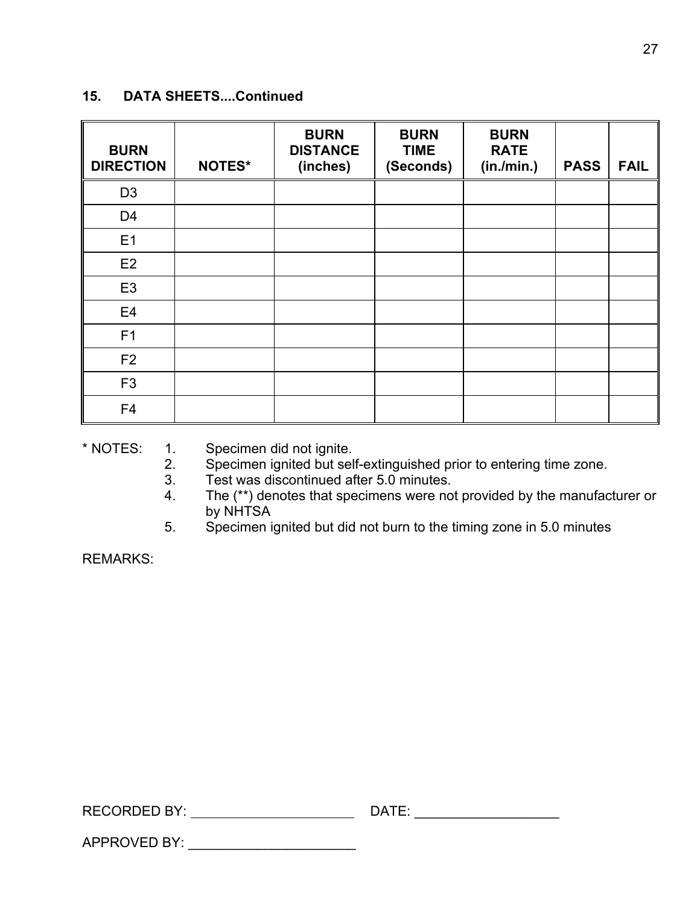## 15. DATA SHEETS....Continued

| BURN DIRECTION | NOTES* | BURN DISTANCE (inches) | BURN TIME (Seconds) | BURN RATE (in./min.) | PASS | FAIL |
|---|---|---|---|---|---|---|
| D3 | | | | | | |
| D4 | | | | | | |
| E1 | | | | | | |
| E2 | | | | | | |
| E3 | | | | | | |
| E4 | | | | | | |
| F1 | | | | | | |
| F2 | | | | | | |
| F3 | | | | | | |
| F4 | | | | | | |

\* NOTES:
1. Specimen did not ignite.
2. Specimen ignited but self-extinguished prior to entering time zone.
3. Test was discontinued after 5.0 minutes.
4. The (**) denotes that specimens were not provided by the manufacturer or by NHTSA
5. Specimen ignited but did not burn to the timing zone in 5.0 minutes

REMARKS:

RECORDED BY: ______________________ DATE: ___________________

APPROVED BY: ______________________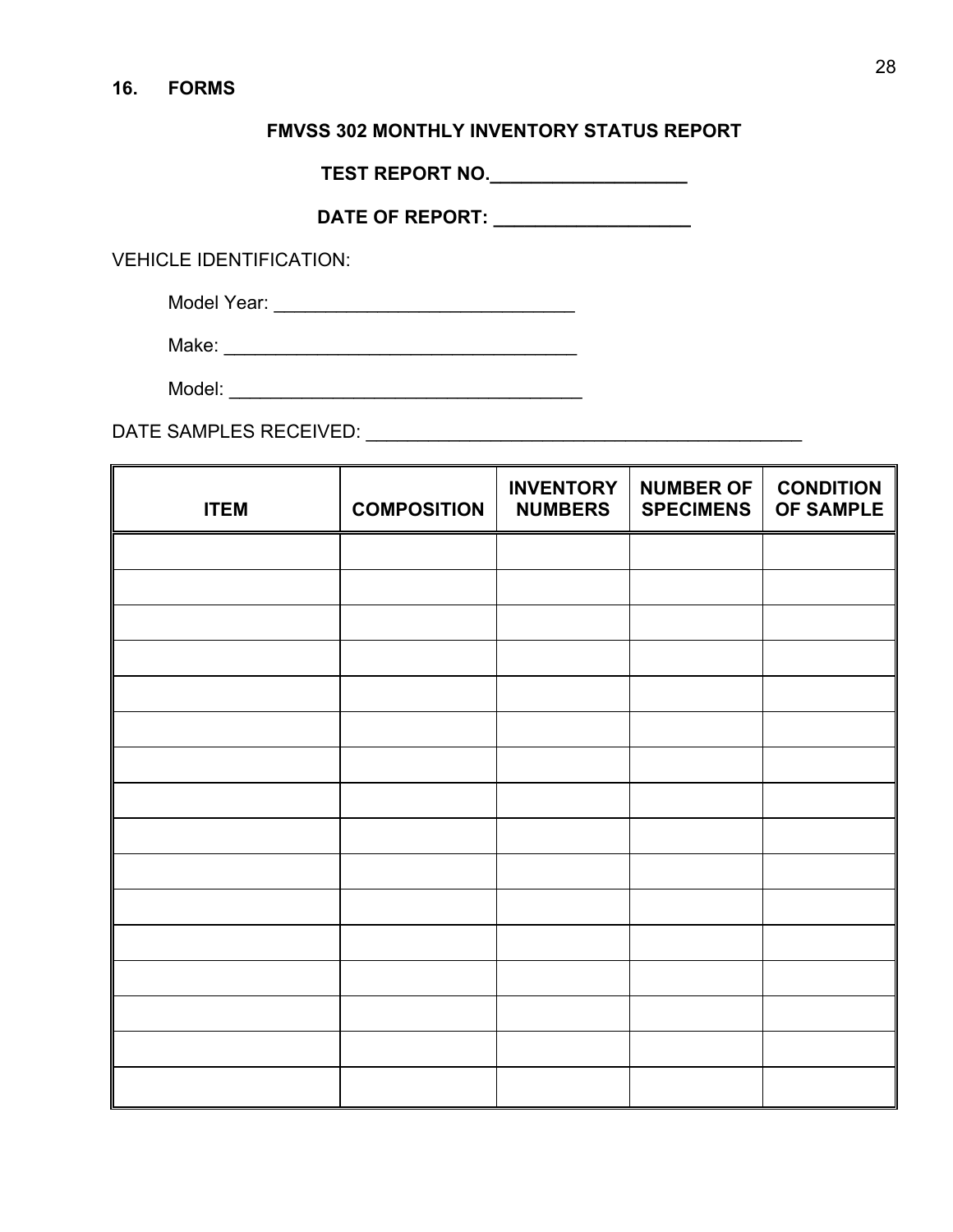## 16. FORMS

**FMVSS 302 MONTHLY INVENTORY STATUS REPORT**

**TEST REPORT NO.___________________**

**DATE OF REPORT: ___________________**

VEHICLE IDENTIFICATION:

Model Year: ______________________________

Make: ___________________________________

Model: __________________________________

DATE SAMPLES RECEIVED: ___________________________________________

| ITEM | COMPOSITION | INVENTORY NUMBERS | NUMBER OF SPECIMENS | CONDITION OF SAMPLE |
|---|---|---|---|---|
| | | | | |
| | | | | |
| | | | | |
| | | | | |
| | | | | |
| | | | | |
| | | | | |
| | | | | |
| | | | | |
| | | | | |
| | | | | |
| | | | | |
| | | | | |
| | | | | |
| | | | | |
| | | | | |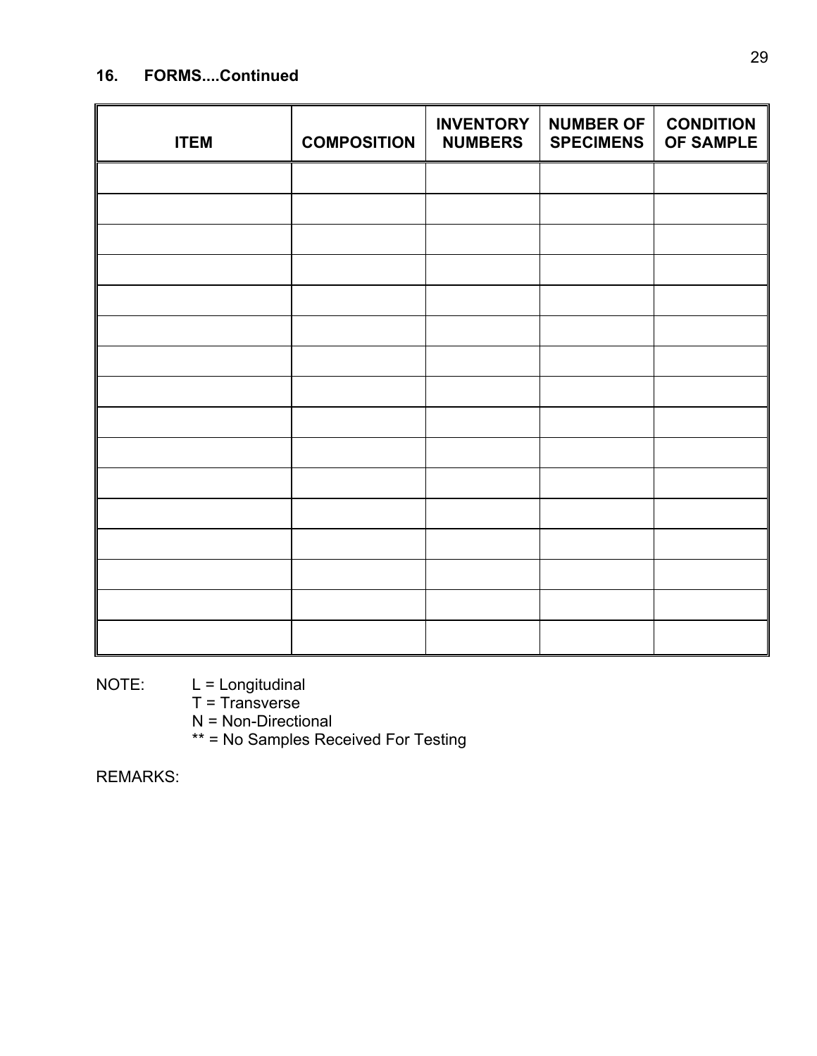## 16. FORMS....Continued

| ITEM | COMPOSITION | INVENTORY NUMBERS | NUMBER OF SPECIMENS | CONDITION OF SAMPLE |
|---|---|---|---|---|
| | | | | |
| | | | | |
| | | | | |
| | | | | |
| | | | | |
| | | | | |
| | | | | |
| | | | | |
| | | | | |
| | | | | |
| | | | | |
| | | | | |
| | | | | |
| | | | | |
| | | | | |
| | | | | |

NOTE: L = Longitudinal
T = Transverse
N = Non-Directional
** = No Samples Received For Testing

REMARKS: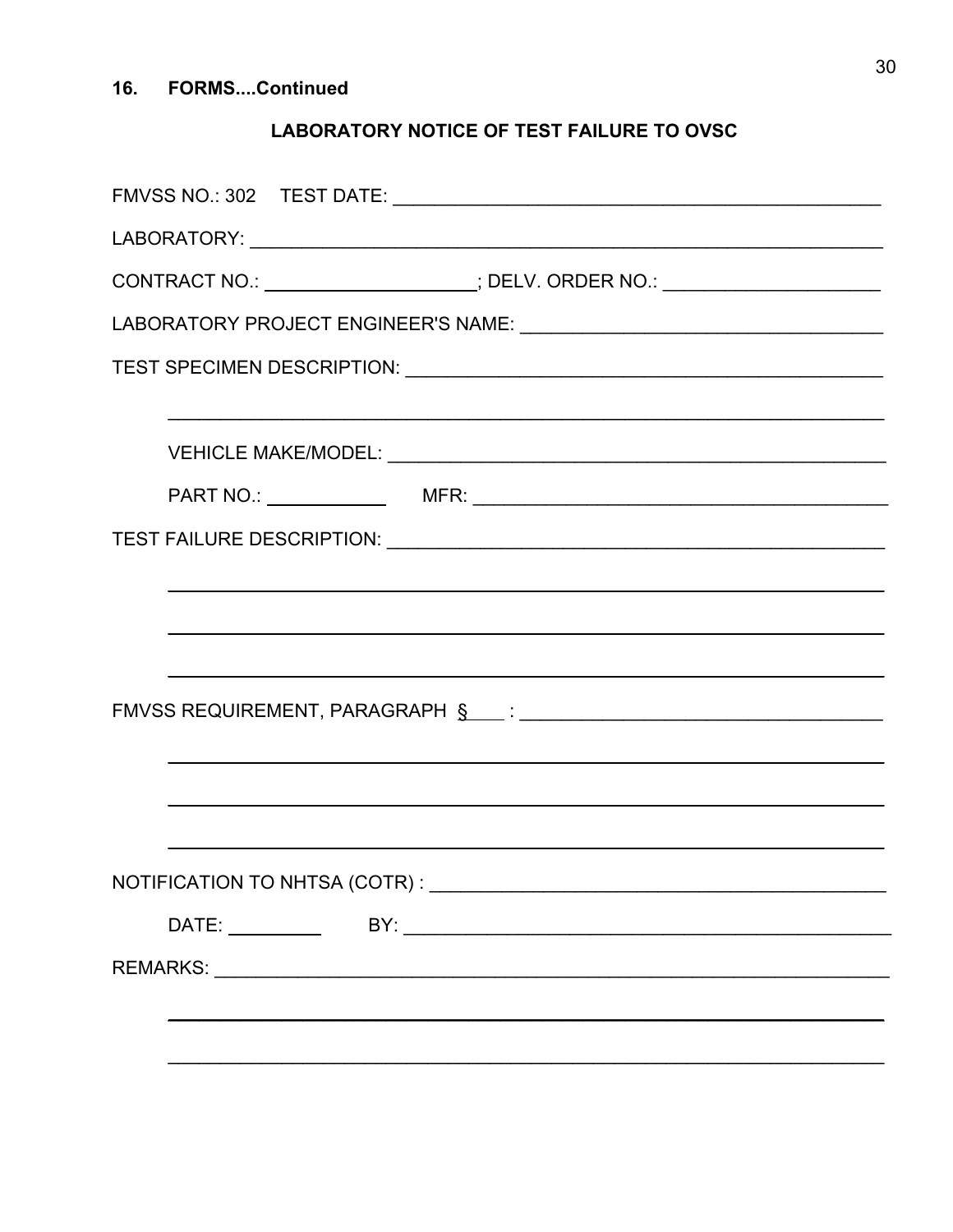**16. FORMS....Continued**

## LABORATORY NOTICE OF TEST FAILURE TO OVSC

FMVSS NO.: 302 TEST DATE: _______________________________________________

LABORATORY: ______________________________________________________________

CONTRACT NO.: ____________________; DELV. ORDER NO.: ____________________

LABORATORY PROJECT ENGINEER'S NAME: __________________________________

TEST SPECIMEN DESCRIPTION: ______________________________________________

_________________________________________________________________________

VEHICLE MAKE/MODEL: ________________________________________________

PART NO.: ___________ MFR: ______________________________________

TEST FAILURE DESCRIPTION: _______________________________________________

_________________________________________________________________________

_________________________________________________________________________

_________________________________________________________________________

FMVSS REQUIREMENT, PARAGRAPH §____ : ___________________________________

_________________________________________________________________________

_________________________________________________________________________

_________________________________________________________________________

NOTIFICATION TO NHTSA (COTR) : __________________________________________

DATE: _________ BY: _______________________________________________

REMARKS: ________________________________________________________________

_________________________________________________________________________

_________________________________________________________________________